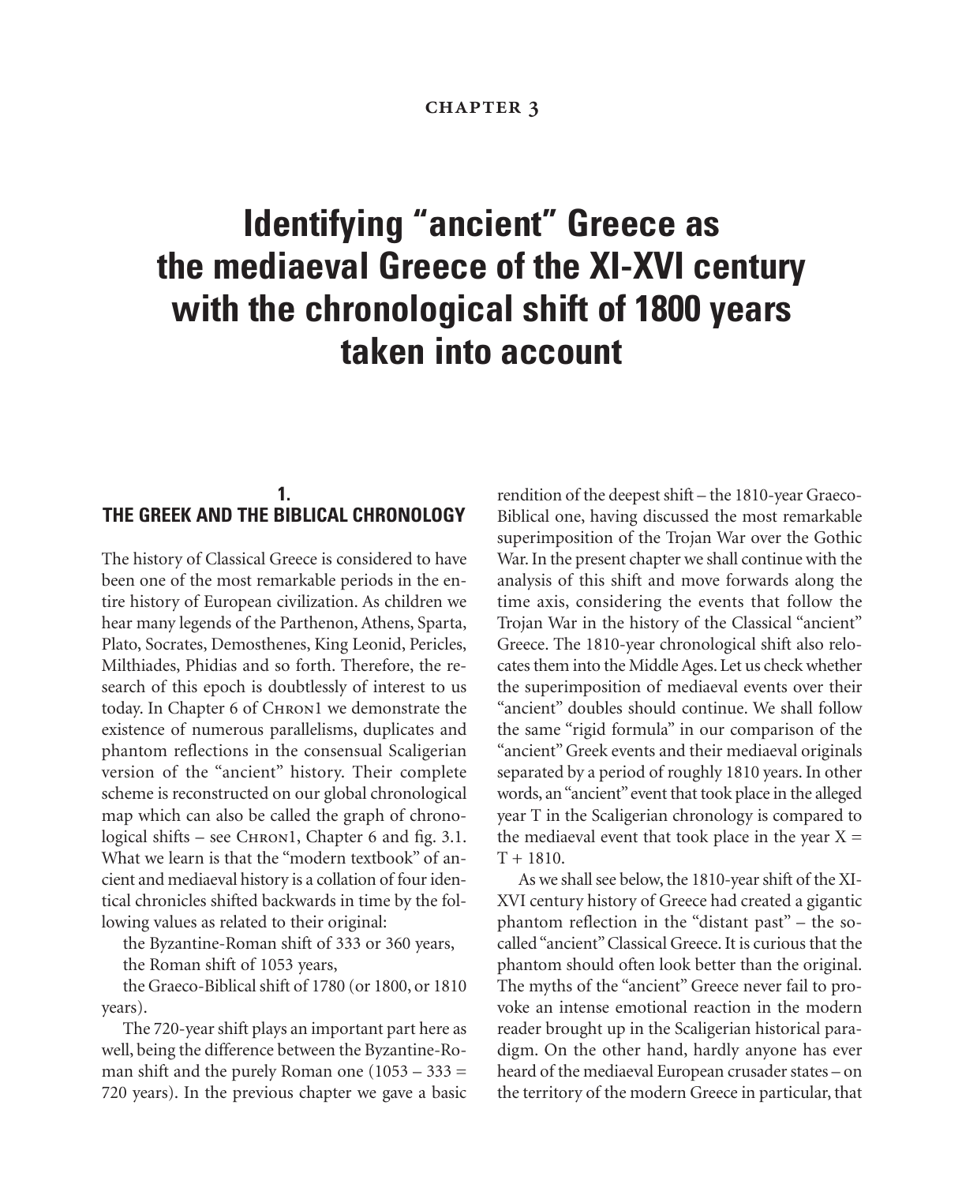CHAPTER 3

# Identifying "ancient" Greece as the mediaeval Greece of the XI-XVI century with the chronological shift of 1800 years taken into account

## 1. THE GREEK AND THE BIBLICAL CHRONOLOGY

The history of Classical Greece is considered to have been one of the most remarkable periods in the entire history of European civilization. As children we hear many legends of the Parthenon, Athens, Sparta, Plato, Socrates, Demosthenes, King Leonid, Pericles, Milthiades, Phidias and so forth. Therefore, the research of this epoch is doubtlessly of interest to us today. In Chapter 6 of CHRON1 we demonstrate the existence of numerous parallelisms, duplicates and phantom reflections in the consensual Scaligerian version of the "ancient" history. Their complete scheme is reconstructed on our global chronological map which can also be called the graph of chronological shifts – see CHRON1, Chapter 6 and fig. 3.1. What we learn is that the "modern textbook" of ancient and mediaeval history is a collation of four identical chronicles shifted backwards in time by the following values as related to their original:

the Byzantine-Roman shift of 333 or 360 years,

the Roman shift of 1053 years,

the Graeco-Biblical shift of 1780 (or 1800, or 1810 years).

The 720-year shift plays an important part here as well, being the difference between the Byzantine-Roman shift and the purely Roman one (1053 – 333 = 720 years). In the previous chapter we gave a basic rendition of the deepest shift – the 1810-year Graeco-Biblical one, having discussed the most remarkable superimposition of the Trojan War over the Gothic War. In the present chapter we shall continue with the analysis of this shift and move forwards along the time axis, considering the events that follow the Trojan War in the history of the Classical "ancient" Greece. The 1810-year chronological shift also relocates them into the Middle Ages. Let us check whether the superimposition of mediaeval events over their "ancient" doubles should continue. We shall follow the same "rigid formula" in our comparison of the "ancient" Greek events and their mediaeval originals separated by a period of roughly 1810 years. In other words, an "ancient" event that took place in the alleged year T in the Scaligerian chronology is compared to the mediaeval event that took place in the year X = T + 1810.

As we shall see below, the 1810-year shift of the XI-XVI century history of Greece had created a gigantic phantom reflection in the "distant past" – the so-called "ancient" Classical Greece. It is curious that the phantom should often look better than the original. The myths of the "ancient" Greece never fail to provoke an intense emotional reaction in the modern reader brought up in the Scaligerian historical paradigm. On the other hand, hardly anyone has ever heard of the mediaeval European crusader states – on the territory of the modern Greece in particular, that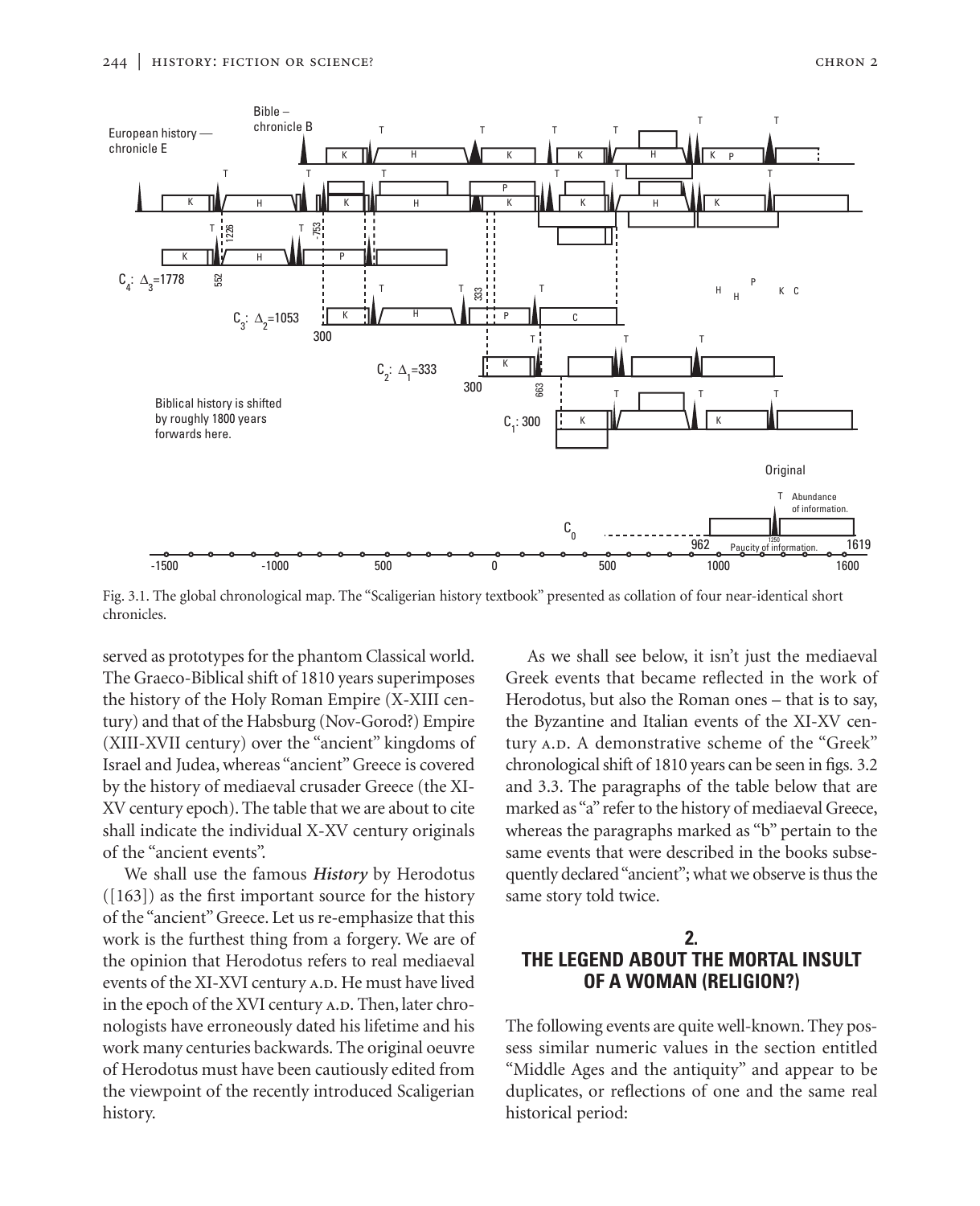Fig. 3.1. The global chronological map. The "Scaligerian history textbook" presented as collation of four near-identical short chronicles.

served as prototypes for the phantom Classical world. The Graeco-Biblical shift of 1810 years superimposes the history of the Holy Roman Empire (X-XIII century) and that of the Habsburg (Nov-Gorod?) Empire (XIII-XVII century) over the "ancient" kingdoms of Israel and Judea, whereas "ancient" Greece is covered by the history of mediaeval crusader Greece (the XI-XV century epoch). The table that we are about to cite shall indicate the individual X-XV century originals of the "ancient events".

We shall use the famous ***History*** by Herodotus ([163]) as the first important source for the history of the "ancient" Greece. Let us re-emphasize that this work is the furthest thing from a forgery. We are of the opinion that Herodotus refers to real mediaeval events of the XI-XVI century A.D. He must have lived in the epoch of the XVI century A.D. Then, later chronologists have erroneously dated his lifetime and his work many centuries backwards. The original oeuvre of Herodotus must have been cautiously edited from the viewpoint of the recently introduced Scaligerian history.

As we shall see below, it isn't just the mediaeval Greek events that became reflected in the work of Herodotus, but also the Roman ones – that is to say, the Byzantine and Italian events of the XI-XV century A.D. A demonstrative scheme of the "Greek" chronological shift of 1810 years can be seen in figs. 3.2 and 3.3. The paragraphs of the table below that are marked as "a" refer to the history of mediaeval Greece, whereas the paragraphs marked as "b" pertain to the same events that were described in the books subsequently declared "ancient"; what we observe is thus the same story told twice.

## 2. THE LEGEND ABOUT THE MORTAL INSULT OF A WOMAN (RELIGION?)

The following events are quite well-known. They possess similar numeric values in the section entitled "Middle Ages and the antiquity" and appear to be duplicates, or reflections of one and the same real historical period: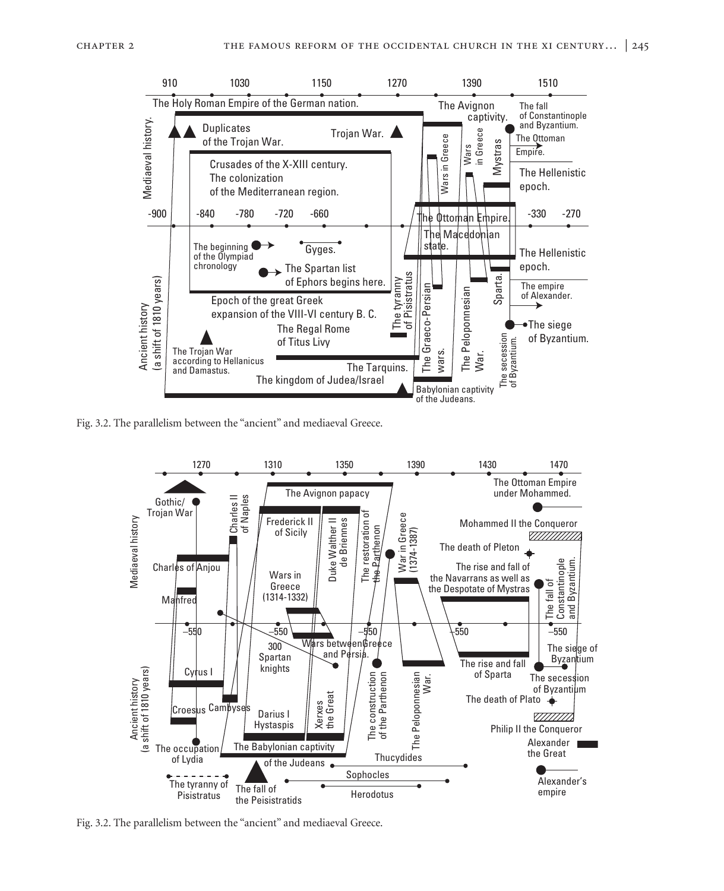Fig. 3.2. The parallelism between the "ancient" and mediaeval Greece.

Fig. 3.2. The parallelism between the "ancient" and mediaeval Greece.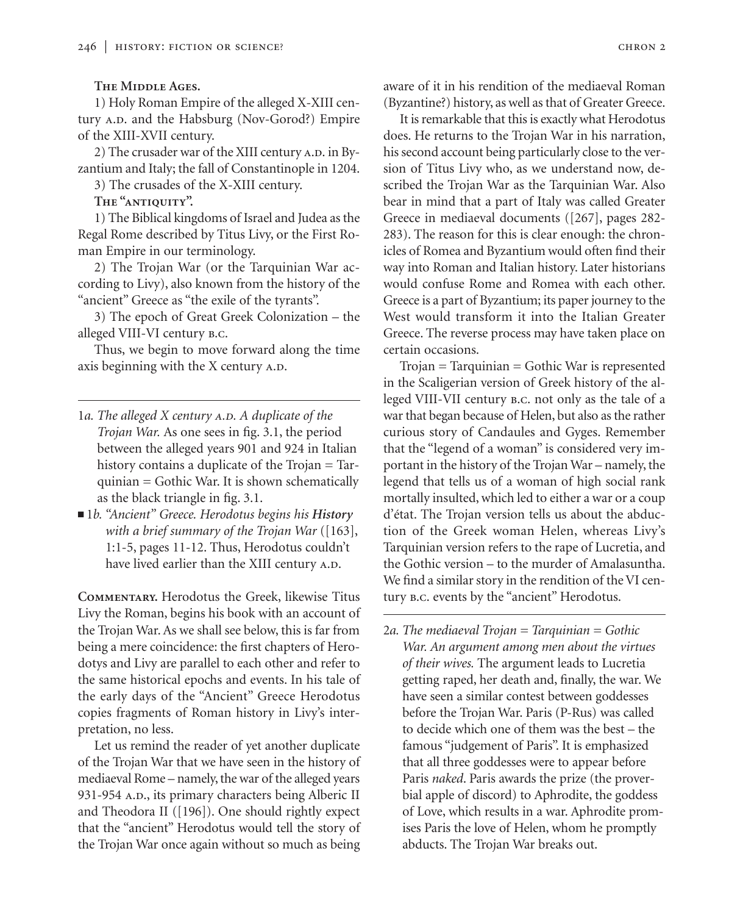**The Middle Ages.**

1) Holy Roman Empire of the alleged X-XIII century A.D. and the Habsburg (Nov-Gorod?) Empire of the XIII-XVII century.

2) The crusader war of the XIII century A.D. in Byzantium and Italy; the fall of Constantinople in 1204.

3) The crusades of the X-XIII century.

**The "antiquity".**

1) The Biblical kingdoms of Israel and Judea as the Regal Rome described by Titus Livy, or the First Roman Empire in our terminology.

2) The Trojan War (or the Tarquinian War according to Livy), also known from the history of the "ancient" Greece as "the exile of the tyrants".

3) The epoch of Great Greek Colonization – the alleged VIII-VI century B.C.

Thus, we begin to move forward along the time axis beginning with the X century A.D.

---

1*a. The alleged X century A.D. A duplicate of the Trojan War.* As one sees in fig. 3.1, the period between the alleged years 901 and 924 in Italian history contains a duplicate of the Trojan = Tarquinian = Gothic War. It is shown schematically as the black triangle in fig. 3.1.

■ 1*b. "Ancient" Greece. Herodotus begins his **History** with a brief summary of the Trojan War* ([163], 1:1-5, pages 11-12. Thus, Herodotus couldn't have lived earlier than the XIII century A.D.

**Commentary.** Herodotus the Greek, likewise Titus Livy the Roman, begins his book with an account of the Trojan War. As we shall see below, this is far from being a mere coincidence: the first chapters of Herodotys and Livy are parallel to each other and refer to the same historical epochs and events. In his tale of the early days of the "Ancient" Greece Herodotus copies fragments of Roman history in Livy's interpretation, no less.

Let us remind the reader of yet another duplicate of the Trojan War that we have seen in the history of mediaeval Rome – namely, the war of the alleged years 931-954 A.D., its primary characters being Alberic II and Theodora II ([196]). One should rightly expect that the "ancient" Herodotus would tell the story of the Trojan War once again without so much as being aware of it in his rendition of the mediaeval Roman (Byzantine?) history, as well as that of Greater Greece.

It is remarkable that this is exactly what Herodotus does. He returns to the Trojan War in his narration, his second account being particularly close to the version of Titus Livy who, as we understand now, described the Trojan War as the Tarquinian War. Also bear in mind that a part of Italy was called Greater Greece in mediaeval documents ([267], pages 282-283). The reason for this is clear enough: the chronicles of Romea and Byzantium would often find their way into Roman and Italian history. Later historians would confuse Rome and Romea with each other. Greece is a part of Byzantium; its paper journey to the West would transform it into the Italian Greater Greece. The reverse process may have taken place on certain occasions.

Trojan = Tarquinian = Gothic War is represented in the Scaligerian version of Greek history of the alleged VIII-VII century B.C. not only as the tale of a war that began because of Helen, but also as the rather curious story of Candaules and Gyges. Remember that the "legend of a woman" is considered very important in the history of the Trojan War – namely, the legend that tells us of a woman of high social rank mortally insulted, which led to either a war or a coup d'état. The Trojan version tells us about the abduction of the Greek woman Helen, whereas Livy's Tarquinian version refers to the rape of Lucretia, and the Gothic version – to the murder of Amalasuntha. We find a similar story in the rendition of the VI century B.C. events by the "ancient" Herodotus.

---

2*a. The mediaeval Trojan = Tarquinian = Gothic War. An argument among men about the virtues of their wives.* The argument leads to Lucretia getting raped, her death and, finally, the war. We have seen a similar contest between goddesses before the Trojan War. Paris (P-Rus) was called to decide which one of them was the best – the famous "judgement of Paris". It is emphasized that all three goddesses were to appear before Paris *naked*. Paris awards the prize (the proverbial apple of discord) to Aphrodite, the goddess of Love, which results in a war. Aphrodite promises Paris the love of Helen, whom he promptly abducts. The Trojan War breaks out.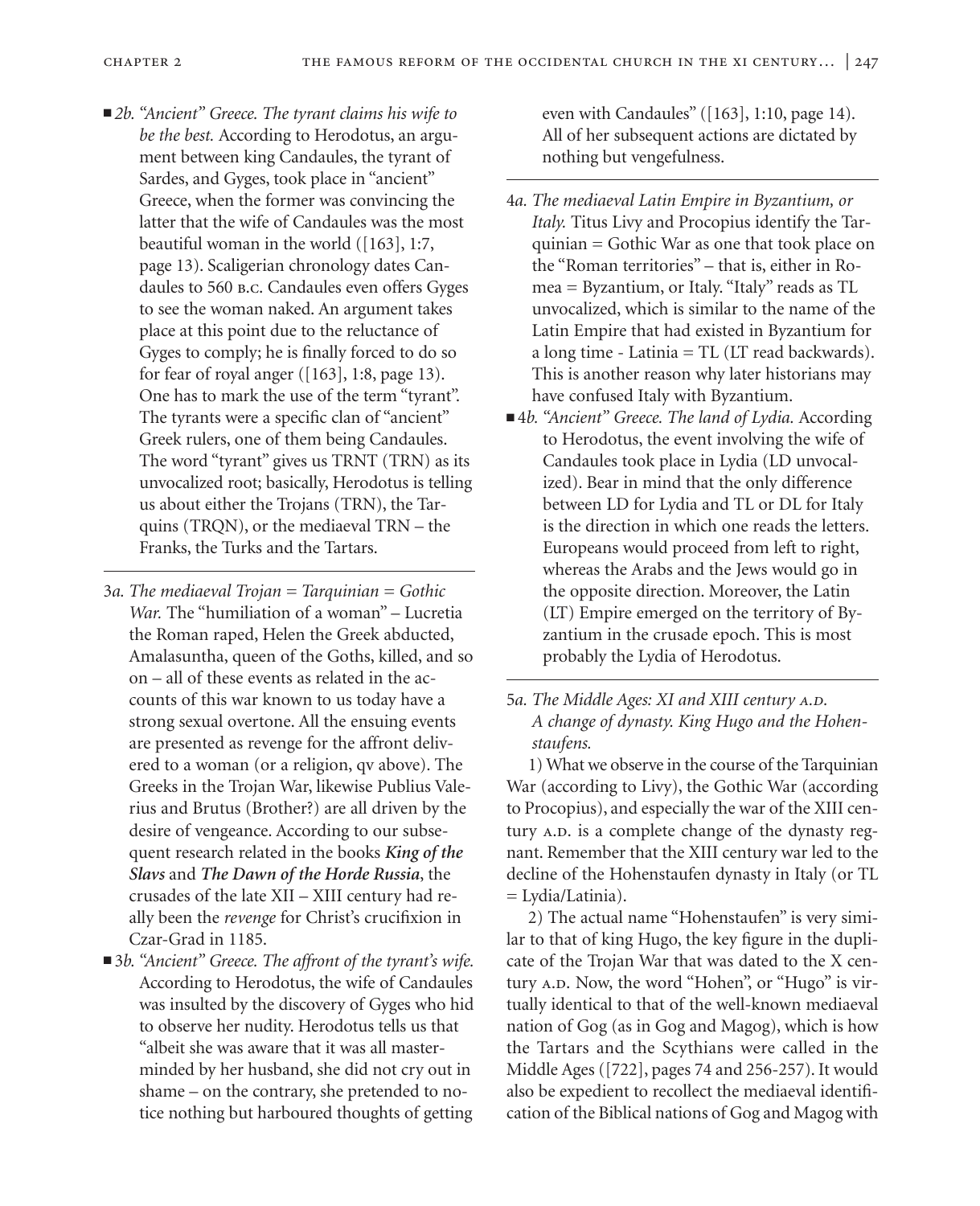- *2b. "Ancient" Greece. The tyrant claims his wife to be the best.* According to Herodotus, an argument between king Candaules, the tyrant of Sardes, and Gyges, took place in "ancient" Greece, when the former was convincing the latter that the wife of Candaules was the most beautiful woman in the world ([163], 1:7, page 13). Scaligerian chronology dates Candaules to 560 B.C. Candaules even offers Gyges to see the woman naked. An argument takes place at this point due to the reluctance of Gyges to comply; he is finally forced to do so for fear of royal anger ([163], 1:8, page 13). One has to mark the use of the term "tyrant". The tyrants were a specific clan of "ancient" Greek rulers, one of them being Candaules. The word "tyrant" gives us TRNT (TRN) as its unvocalized root; basically, Herodotus is telling us about either the Trojans (TRN), the Tarquins (TRQN), or the mediaeval TRN – the Franks, the Turks and the Tartars.

---

3*a. The mediaeval Trojan = Tarquinian = Gothic War.* The "humiliation of a woman" – Lucretia the Roman raped, Helen the Greek abducted, Amalasuntha, queen of the Goths, killed, and so on – all of these events as related in the accounts of this war known to us today have a strong sexual overtone. All the ensuing events are presented as revenge for the affront delivered to a woman (or a religion, qv above). The Greeks in the Trojan War, likewise Publius Valerius and Brutus (Brother?) are all driven by the desire of vengeance. According to our subsequent research related in the books ***King of the Slavs*** and ***The Dawn of the Horde Russia***, the crusades of the late XII – XIII century had really been the *revenge* for Christ's crucifixion in Czar-Grad in 1185.

- 3*b. "Ancient" Greece. The affront of the tyrant's wife.* According to Herodotus, the wife of Candaules was insulted by the discovery of Gyges who hid to observe her nudity. Herodotus tells us that "albeit she was aware that it was all masterminded by her husband, she did not cry out in shame – on the contrary, she pretended to notice nothing but harboured thoughts of getting even with Candaules" ([163], 1:10, page 14). All of her subsequent actions are dictated by nothing but vengefulness.

---

4*a. The mediaeval Latin Empire in Byzantium, or Italy.* Titus Livy and Procopius identify the Tarquinian = Gothic War as one that took place on the "Roman territories" – that is, either in Romea = Byzantium, or Italy. "Italy" reads as TL unvocalized, which is similar to the name of the Latin Empire that had existed in Byzantium for a long time - Latinia = TL (LT read backwards). This is another reason why later historians may have confused Italy with Byzantium.

- 4*b. "Ancient" Greece. The land of Lydia.* According to Herodotus, the event involving the wife of Candaules took place in Lydia (LD unvocalized). Bear in mind that the only difference between LD for Lydia and TL or DL for Italy is the direction in which one reads the letters. Europeans would proceed from left to right, whereas the Arabs and the Jews would go in the opposite direction. Moreover, the Latin (LT) Empire emerged on the terrritory of Byzantium in the crusade epoch. This is most probably the Lydia of Herodotus.

---

5*a. The Middle Ages: XI and XIII century A.D. A change of dynasty. King Hugo and the Hohenstaufens.*

1) What we observe in the course of the Tarquinian War (according to Livy), the Gothic War (according to Procopius), and especially the war of the XIII century A.D. is a complete change of the dynasty regnant. Remember that the XIII century war led to the decline of the Hohenstaufen dynasty in Italy (or TL = Lydia/Latinia).

2) The actual name "Hohenstaufen" is very similar to that of king Hugo, the key figure in the duplicate of the Trojan War that was dated to the X century A.D. Now, the word "Hohen", or "Hugo" is virtually identical to that of the well-known mediaeval nation of Gog (as in Gog and Magog), which is how the Tartars and the Scythians were called in the Middle Ages ([722], pages 74 and 256-257). It would also be expedient to recollect the mediaeval identification of the Biblical nations of Gog and Magog with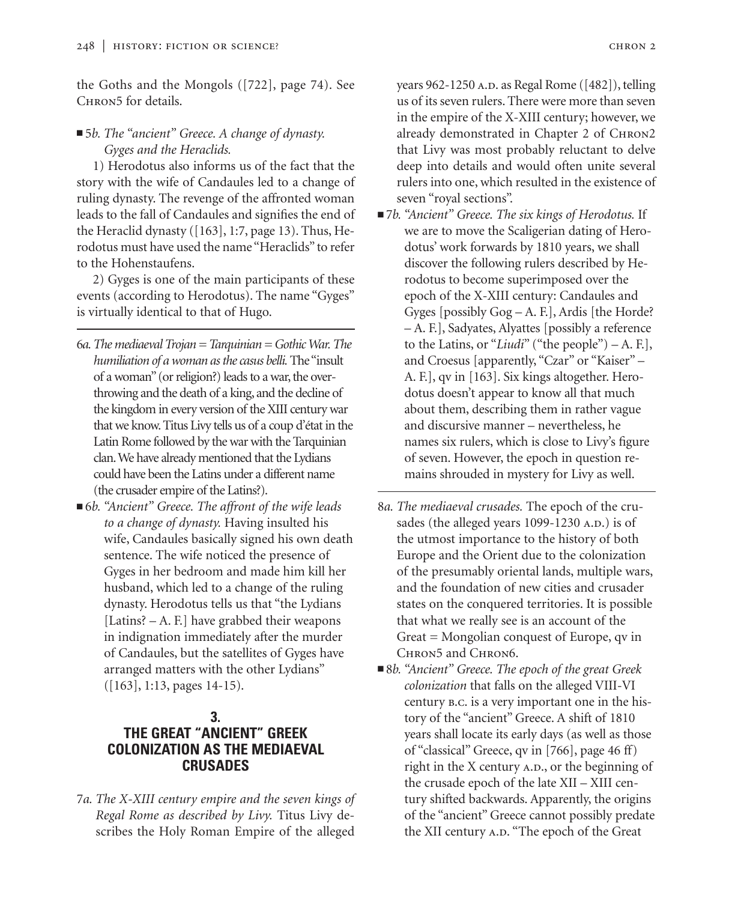the Goths and the Mongols ([722], page 74). See CHRON5 for details.

■ 5*b. The "ancient" Greece. A change of dynasty. Gyges and the Heraclids.*

1) Herodotus also informs us of the fact that the story with the wife of Candaules led to a change of ruling dynasty. The revenge of the affronted woman leads to the fall of Candaules and signifies the end of the Heraclid dynasty ([163], 1:7, page 13). Thus, Herodotus must have used the name "Heraclids" to refer to the Hohenstaufens.

2) Gyges is one of the main participants of these events (according to Herodotus). The name "Gyges" is virtually identical to that of Hugo.

---

6*a. The mediaeval Trojan = Tarquinian = Gothic War. The humiliation of a woman as the casus belli.* The "insult of a woman" (or religion?) leads to a war, the overthrowing and the death of a king, and the decline of the kingdom in every version of the XIII century war that we know. Titus Livy tells us of a coup d'état in the Latin Rome followed by the war with the Tarquinian clan. We have already mentioned that the Lydians could have been the Latins under a different name (the crusader empire of the Latins?).

■ 6*b. "Ancient" Greece. The affront of the wife leads to a change of dynasty.* Having insulted his wife, Candaules basically signed his own death sentence. The wife noticed the presence of Gyges in her bedroom and made him kill her husband, which led to a change of the ruling dynasty. Herodotus tells us that "the Lydians [Latins? – A. F.] have grabbed their weapons in indignation immediately after the murder of Candaules, but the satellites of Gyges have arranged matters with the other Lydians" ([163], 1:13, pages 14-15).

## 3. THE GREAT "ANCIENT" GREEK COLONIZATION AS THE MEDIAEVAL CRUSADES

7*a. The X-XIII century empire and the seven kings of Regal Rome as described by Livy.* Titus Livy describes the Holy Roman Empire of the alleged years 962-1250 A.D. as Regal Rome ([482]), telling us of its seven rulers. There were more than seven in the empire of the X-XIII century; however, we already demonstrated in Chapter 2 of CHRON2 that Livy was most probably reluctant to delve deep into details and would often unite several rulers into one, which resulted in the existence of seven "royal sections".

■ 7*b. "Ancient" Greece. The six kings of Herodotus.* If we are to move the Scaligerian dating of Herodotus' work forwards by 1810 years, we shall discover the following rulers described by Herodotus to become superimposed over the epoch of the X-XIII century: Candaules and Gyges [possibly Gog – A. F.], Ardis [the Horde? – A. F.], Sadyates, Alyattes [possibly a reference to the Latins, or "*Liudi*" ("the people") – A. F.], and Croesus [apparently, "Czar" or "Kaiser" – A. F.], qv in [163]. Six kings altogether. Herodotus doesn't appear to know all that much about them, describing them in rather vague and discursive manner – nevertheless, he names six rulers, which is close to Livy's figure of seven. However, the epoch in question remains shrouded in mystery for Livy as well.

---

8*a. The mediaeval crusades.* The epoch of the crusades (the alleged years 1099-1230 A.D.) is of the utmost importance to the history of both Europe and the Orient due to the colonization of the presumably oriental lands, multiple wars, and the foundation of new cities and crusader states on the conquered territories. It is possible that what we really see is an account of the Great = Mongolian conquest of Europe, qv in CHRON5 and CHRON6.

■ 8*b. "Ancient" Greece. The epoch of the great Greek colonization* that falls on the alleged VIII-VI century B.C. is a very important one in the history of the "ancient" Greece. A shift of 1810 years shall locate its early days (as well as those of "classical" Greece, qv in [766], page 46 ff) right in the X century A.D., or the beginning of the crusade epoch of the late XII – XIII century shifted backwards. Apparently, the origins of the "ancient" Greece cannot possibly predate the XII century A.D. "The epoch of the Great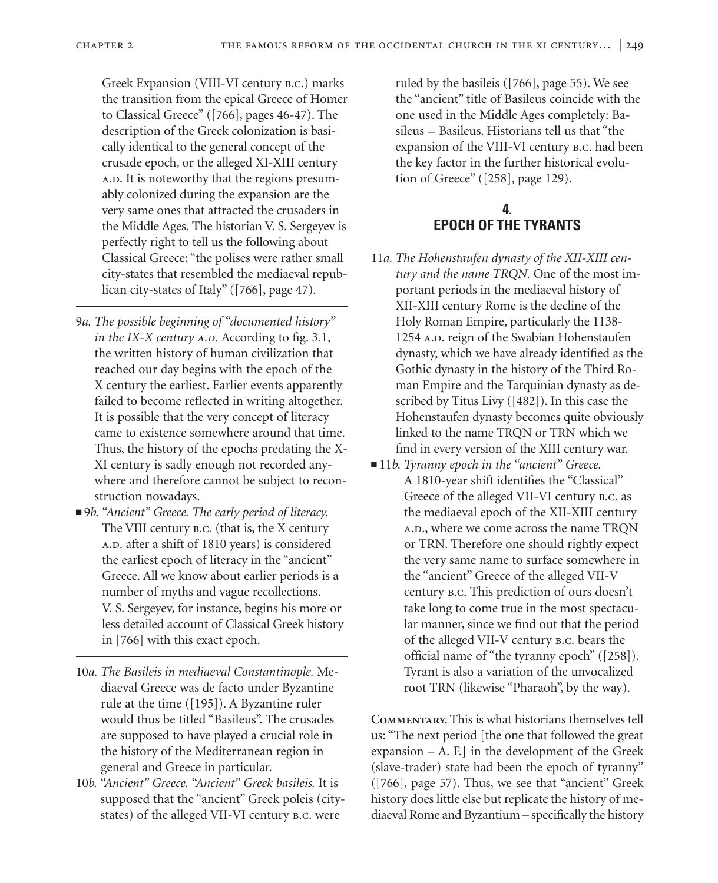Greek Expansion (VIII-VI century B.C.) marks the transition from the epical Greece of Homer to Classical Greece" ([766], pages 46-47). The description of the Greek colonization is basically identical to the general concept of the crusade epoch, or the alleged XI-XIII century A.D. It is noteworthy that the regions presumably colonized during the expansion are the very same ones that attracted the crusaders in the Middle Ages. The historian V. S. Sergeyev is perfectly right to tell us the following about Classical Greece: "the polises were rather small city-states that resembled the mediaeval republican city-states of Italy" ([766], page 47).

---

9*a. The possible beginning of "documented history" in the IX-X century A.D.* According to fig. 3.1, the written history of human civilization that reached our day begins with the epoch of the X century the earliest. Earlier events apparently failed to become reflected in writing altogether. It is possible that the very concept of literacy came to existence somewhere around that time. Thus, the history of the epochs predating the X-XI century is sadly enough not recorded anywhere and therefore cannot be subject to reconstruction nowadays.

■ 9*b. "Ancient" Greece. The early period of literacy.* The VIII century B.C. (that is, the X century A.D. after a shift of 1810 years) is considered the earliest epoch of literacy in the "ancient" Greece. All we know about earlier periods is a number of myths and vague recollections. V. S. Sergeyev, for instance, begins his more or less detailed account of Classical Greek history in [766] with this exact epoch.

---

10*a. The Basileis in mediaeval Constantinople.* Mediaeval Greece was de facto under Byzantine rule at the time ([195]). A Byzantine ruler would thus be titled "Basileus". The crusades are supposed to have played a crucial role in the history of the Mediterranean region in general and Greece in particular.

10*b. "Ancient" Greece. "Ancient" Greek basileis.* It is supposed that the "ancient" Greek poleis (city-states) of the alleged VII-VI century B.C. were ruled by the basileis ([766], page 55). We see the "ancient" title of Basileus coincide with the one used in the Middle Ages completely: Basileus = Basileus. Historians tell us that "the expansion of the VIII-VI century B.C. had been the key factor in the further historical evolution of Greece" ([258], page 129).

## 4. EPOCH OF THE TYRANTS

11*a. The Hohenstaufen dynasty of the XII-XIII century and the name TRQN.* One of the most important periods in the mediaeval history of XII-XIII century Rome is the decline of the Holy Roman Empire, particularly the 1138-1254 A.D. reign of the Swabian Hohenstaufen dynasty, which we have already identified as the Gothic dynasty in the history of the Third Roman Empire and the Tarquinian dynasty as described by Titus Livy ([482]). In this case the Hohenstaufen dynasty becomes quite obviously linked to the name TRQN or TRN which we find in every version of the XIII century war.

■ 11*b. Tyranny epoch in the "ancient" Greece.* A 1810-year shift identifies the "Classical" Greece of the alleged VII-VI century B.C. as the mediaeval epoch of the XII-XIII century A.D., where we come across the name TRQN or TRN. Therefore one should rightly expect the very same name to surface somewhere in the "ancient" Greece of the alleged VII-V century B.C. This prediction of ours doesn't take long to come true in the most spectacular manner, since we find out that the period of the alleged VII-V century B.C. bears the official name of "the tyranny epoch" ([258]). Tyrant is also a variation of the unvocalized root TRN (likewise "Pharaoh", by the way).

**Commentary.** This is what historians themselves tell us: "The next period [the one that followed the great expansion – A. F.] in the development of the Greek (slave-trader) state had been the epoch of tyranny" ([766], page 57). Thus, we see that "ancient" Greek history does little else but replicate the history of mediaeval Rome and Byzantium – specifically the history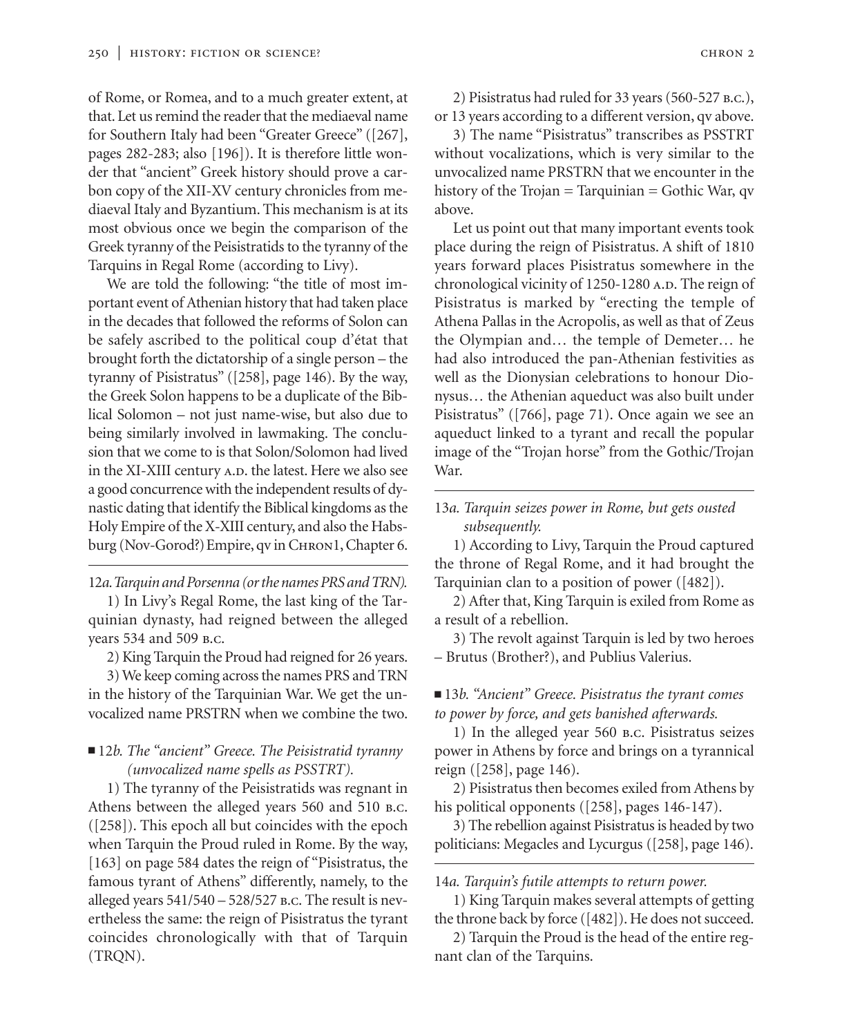of Rome, or Romea, and to a much greater extent, at that. Let us remind the reader that the mediaeval name for Southern Italy had been "Greater Greece" ([267], pages 282-283; also [196]). It is therefore little wonder that "ancient" Greek history should prove a carbon copy of the XII-XV century chronicles from mediaeval Italy and Byzantium. This mechanism is at its most obvious once we begin the comparison of the Greek tyranny of the Peisistratids to the tyranny of the Tarquins in Regal Rome (according to Livy).

We are told the following: "the title of most important event of Athenian history that had taken place in the decades that followed the reforms of Solon can be safely ascribed to the political coup d'état that brought forth the dictatorship of a single person – the tyranny of Pisistratus" ([258], page 146). By the way, the Greek Solon happens to be a duplicate of the Biblical Solomon – not just name-wise, but also due to being similarly involved in lawmaking. The conclusion that we come to is that Solon/Solomon had lived in the XI-XIII century A.D. the latest. Here we also see a good concurrence with the independent results of dynastic dating that identify the Biblical kingdoms as the Holy Empire of the X-XIII century, and also the Habsburg (Nov-Gorod?) Empire, qv in CHRON1, Chapter 6.

*12a. Tarquin and Porsenna (or the names PRS and TRN).*

1) In Livy's Regal Rome, the last king of the Tarquinian dynasty, had reigned between the alleged years 534 and 509 B.C.

2) King Tarquin the Proud had reigned for 26 years.

3) We keep coming across the names PRS and TRN in the history of the Tarquinian War. We get the unvocalized name PRSTRN when we combine the two.

■ *12b. The "ancient" Greece. The Peisistratid tyranny (unvocalized name spells as PSSTRT).*

1) The tyranny of the Peisistratids was regnant in Athens between the alleged years 560 and 510 B.C. ([258]). This epoch all but coincides with the epoch when Tarquin the Proud ruled in Rome. By the way, [163] on page 584 dates the reign of "Pisistratus, the famous tyrant of Athens" differently, namely, to the alleged years 541/540 – 528/527 B.C. The result is nevertheless the same: the reign of Pisistratus the tyrant coincides chronologically with that of Tarquin (TRQN).

2) Pisistratus had ruled for 33 years (560-527 B.C.), or 13 years according to a different version, qv above.

3) The name "Pisistratus" transcribes as PSSTRT without vocalizations, which is very similar to the unvocalized name PRSTRN that we encounter in the history of the Trojan = Tarquinian = Gothic War, qv above.

Let us point out that many important events took place during the reign of Pisistratus. A shift of 1810 years forward places Pisistratus somewhere in the chronological vicinity of 1250-1280 A.D. The reign of Pisistratus is marked by "erecting the temple of Athena Pallas in the Acropolis, as well as that of Zeus the Olympian and… the temple of Demeter… he had also introduced the pan-Athenian festivities as well as the Dionysian celebrations to honour Dionysus… the Athenian aqueduct was also built under Pisistratus" ([766], page 71). Once again we see an aqueduct linked to a tyrant and recall the popular image of the "Trojan horse" from the Gothic/Trojan War.

*13a. Tarquin seizes power in Rome, but gets ousted subsequently.*

1) According to Livy, Tarquin the Proud captured the throne of Regal Rome, and it had brought the Tarquinian clan to a position of power ([482]).

2) After that, King Tarquin is exiled from Rome as a result of a rebellion.

3) The revolt against Tarquin is led by two heroes – Brutus (Brother?), and Publius Valerius.

■ *13b. "Ancient" Greece. Pisistratus the tyrant comes to power by force, and gets banished afterwards.*

1) In the alleged year 560 B.C. Pisistratus seizes power in Athens by force and brings on a tyrannical reign ([258], page 146).

2) Pisistratus then becomes exiled from Athens by his political opponents ([258], pages 146-147).

3) The rebellion against Pisistratus is headed by two politicians: Megacles and Lycurgus ([258], page 146).

*14a. Tarquin's futile attempts to return power.*

1) King Tarquin makes several attempts of getting the throne back by force ([482]). He does not succeed.

2) Tarquin the Proud is the head of the entire regnant clan of the Tarquins.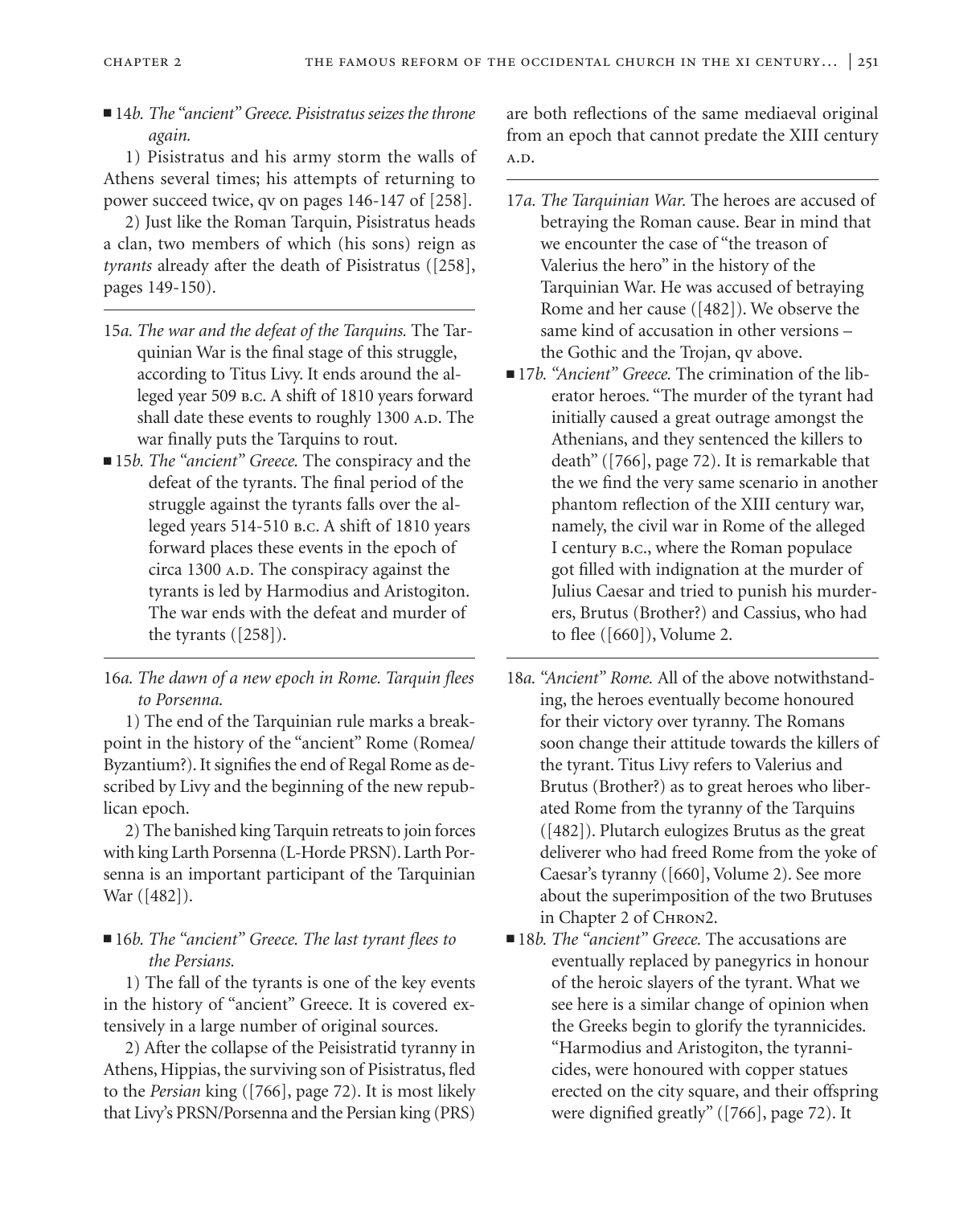■ 14*b. The "ancient" Greece. Pisistratus seizes the throne again.*

1) Pisistratus and his army storm the walls of Athens several times; his attempts of returning to power succeed twice, qv on pages 146-147 of [258].

2) Just like the Roman Tarquin, Pisistratus heads a clan, two members of which (his sons) reign as *tyrants* already after the death of Pisistratus ([258], pages 149-150).

---

15*a. The war and the defeat of the Tarquins.* The Tarquinian War is the final stage of this struggle, according to Titus Livy. It ends around the alleged year 509 B.C. A shift of 1810 years forward shall date these events to roughly 1300 A.D. The war finally puts the Tarquins to rout.

■ 15*b. The "ancient" Greece.* The conspiracy and the defeat of the tyrants. The final period of the struggle against the tyrants falls over the alleged years 514-510 B.C. A shift of 1810 years forward places these events in the epoch of circa 1300 A.D. The conspiracy against the tyrants is led by Harmodius and Aristogiton. The war ends with the defeat and murder of the tyrants ([258]).

---

16*a. The dawn of a new epoch in Rome. Tarquin flees to Porsenna.*

1) The end of the Tarquinian rule marks a breakpoint in the history of the "ancient" Rome (Romea/ Byzantium?). It signifies the end of Regal Rome as described by Livy and the beginning of the new republican epoch.

2) The banished king Tarquin retreats to join forces with king Larth Porsenna (L-Horde PRSN). Larth Porsenna is an important participant of the Tarquinian War ([482]).

■ 16*b. The "ancient" Greece. The last tyrant flees to the Persians.*

1) The fall of the tyrants is one of the key events in the history of "ancient" Greece. It is covered extensively in a large number of original sources.

2) After the collapse of the Peisistratid tyranny in Athens, Hippias, the surviving son of Pisistratus, fled to the *Persian* king ([766], page 72). It is most likely that Livy's PRSN/Porsenna and the Persian king (PRS) are both reflections of the same mediaeval original from an epoch that cannot predate the XIII century A.D.

---

17*a. The Tarquinian War.* The heroes are accused of betraying the Roman cause. Bear in mind that we encounter the case of "the treason of Valerius the hero" in the history of the Tarquinian War. He was accused of betraying Rome and her cause ([482]). We observe the same kind of accusation in other versions – the Gothic and the Trojan, qv above.

■ 17*b. "Ancient" Greece.* The crimination of the liberator heroes. "The murder of the tyrant had initially caused a great outrage amongst the Athenians, and they sentenced the killers to death" ([766], page 72). It is remarkable that the we find the very same scenario in another phantom reflection of the XIII century war, namely, the civil war in Rome of the alleged I century B.C., where the Roman populace got filled with indignation at the murder of Julius Caesar and tried to punish his murderers, Brutus (Brother?) and Cassius, who had to flee ([660]), Volume 2.

---

18*a. "Ancient" Rome.* All of the above notwithstanding, the heroes eventually become honoured for their victory over tyranny. The Romans soon change their attitude towards the killers of the tyrant. Titus Livy refers to Valerius and Brutus (Brother?) as to great heroes who liberated Rome from the tyranny of the Tarquins ([482]). Plutarch eulogizes Brutus as the great deliverer who had freed Rome from the yoke of Caesar's tyranny ([660], Volume 2). See more about the superimposition of the two Brutuses in Chapter 2 of CHRON2.

■ 18*b. The "ancient" Greece.* The accusations are eventually replaced by panegyrics in honour of the heroic slayers of the tyrant. What we see here is a similar change of opinion when the Greeks begin to glorify the tyrannicides. "Harmodius and Aristogiton, the tyrannicides, were honoured with copper statues erected on the city square, and their offspring were dignified greatly" ([766], page 72). It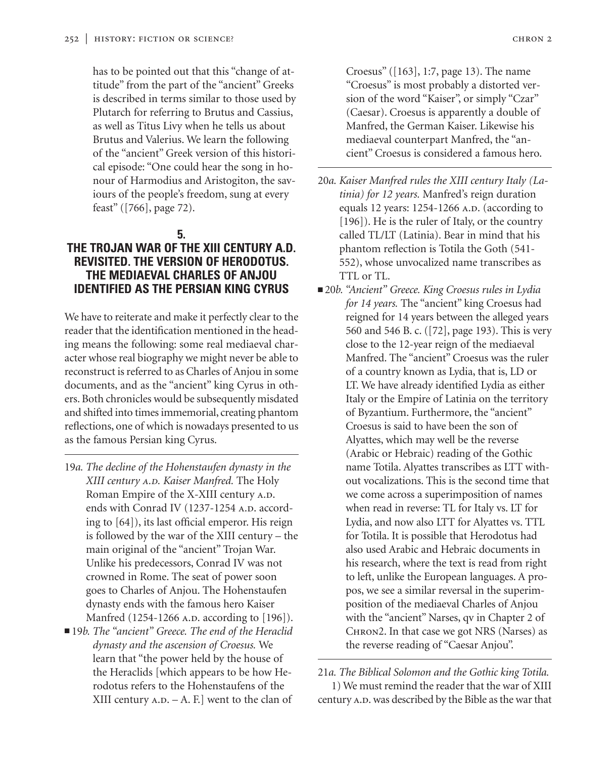has to be pointed out that this "change of attitude" from the part of the "ancient" Greeks is described in terms similar to those used by Plutarch for referring to Brutus and Cassius, as well as Titus Livy when he tells us about Brutus and Valerius. We learn the following of the "ancient" Greek version of this historical episode: "One could hear the song in honour of Harmodius and Aristogiton, the saviours of the people's freedom, sung at every feast" ([766], page 72).

## 5. THE TROJAN WAR OF THE XIII CENTURY A.D. REVISITED. THE VERSION OF HERODOTUS. THE MEDIAEVAL CHARLES OF ANJOU IDENTIFIED AS THE PERSIAN KING CYRUS

We have to reiterate and make it perfectly clear to the reader that the identification mentioned in the heading means the following: some real mediaeval character whose real biography we might never be able to reconstruct is referred to as Charles of Anjou in some documents, and as the "ancient" king Cyrus in others. Both chronicles would be subsequently misdated and shifted into times immemorial, creating phantom reflections, one of which is nowadays presented to us as the famous Persian king Cyrus.

---

19*a. The decline of the Hohenstaufen dynasty in the XIII century A.D. Kaiser Manfred.* The Holy Roman Empire of the X-XIII century A.D. ends with Conrad IV (1237-1254 A.D. according to [64]), its last official emperor. His reign is followed by the war of the XIII century – the main original of the "ancient" Trojan War. Unlike his predecessors, Conrad IV was not crowned in Rome. The seat of power soon goes to Charles of Anjou. The Hohenstaufen dynasty ends with the famous hero Kaiser Manfred (1254-1266 A.D. according to [196]).

■ 19*b. The "ancient" Greece. The end of the Heraclid dynasty and the ascension of Croesus.* We learn that "the power held by the house of the Heraclids [which appears to be how Herodotus refers to the Hohenstaufens of the XIII century A.D. – A. F.] went to the clan of Croesus" ([163], 1:7, page 13). The name "Croesus" is most probably a distorted version of the word "Kaiser", or simply "Czar" (Caesar). Croesus is apparently a double of Manfred, the German Kaiser. Likewise his mediaeval counterpart Manfred, the "ancient" Croesus is considered a famous hero.

---

20*a. Kaiser Manfred rules the XIII century Italy (Latinia) for 12 years.* Manfred's reign duration equals 12 years: 1254-1266 A.D. (according to [196]). He is the ruler of Italy, or the country called TL/LT (Latinia). Bear in mind that his phantom reflection is Totila the Goth (541-552), whose unvocalized name transcribes as TTL or TL.

■ 20*b. "Ancient" Greece. King Croesus rules in Lydia for 14 years.* The "ancient" king Croesus had reigned for 14 years between the alleged years 560 and 546 B. c. ([72], page 193). This is very close to the 12-year reign of the mediaeval Manfred. The "ancient" Croesus was the ruler of a country known as Lydia, that is, LD or LT. We have already identified Lydia as either Italy or the Empire of Latinia on the territory of Byzantium. Furthermore, the "ancient" Croesus is said to have been the son of Alyattes, which may well be the reverse (Arabic or Hebraic) reading of the Gothic name Totila. Alyattes transcribes as LTT without vocalizations. This is the second time that we come across a superimposition of names when read in reverse: TL for Italy vs. LT for Lydia, and now also LTT for Alyattes vs. TTL for Totila. It is possible that Herodotus had also used Arabic and Hebraic documents in his research, where the text is read from right to left, unlike the European languages. A propos, we see a similar reversal in the superimposition of the mediaeval Charles of Anjou with the "ancient" Narses, qv in Chapter 2 of CHRON2. In that case we got NRS (Narses) as the reverse reading of "Caesar Anjou".

---

21*a. The Biblical Solomon and the Gothic king Totila.*

1) We must remind the reader that the war of XIII century A.D. was described by the Bible as the war that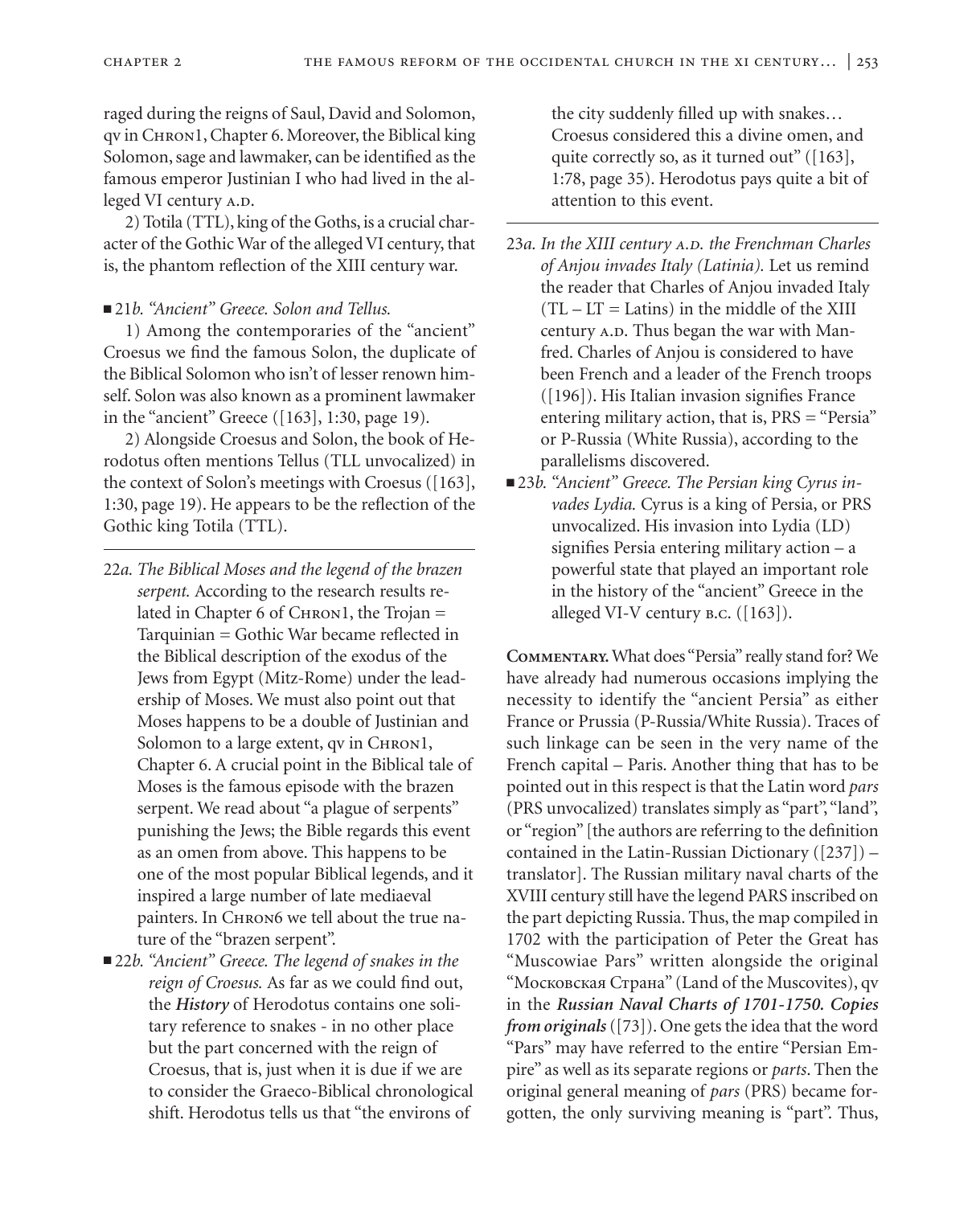raged during the reigns of Saul, David and Solomon, qv in Chron1, Chapter 6. Moreover, the Biblical king Solomon, sage and lawmaker, can be identified as the famous emperor Justinian I who had lived in the alleged VI century A.D.

2) Totila (TTL), king of the Goths, is a crucial character of the Gothic War of the alleged VI century, that is, the phantom reflection of the XIII century war.

■ 21*b. "Ancient" Greece. Solon and Tellus.*

1) Among the contemporaries of the "ancient" Croesus we find the famous Solon, the duplicate of the Biblical Solomon who isn't of lesser renown himself. Solon was also known as a prominent lawmaker in the "ancient" Greece ([163], 1:30, page 19).

2) Alongside Croesus and Solon, the book of Herodotus often mentions Tellus (TLL unvocalized) in the context of Solon's meetings with Croesus ([163], 1:30, page 19). He appears to be the reflection of the Gothic king Totila (TTL).

---

22*a. The Biblical Moses and the legend of the brazen serpent.* According to the research results related in Chapter 6 of Chron1, the Trojan = Tarquinian = Gothic War became reflected in the Biblical description of the exodus of the Jews from Egypt (Mitz-Rome) under the leadership of Moses. We must also point out that Moses happens to be a double of Justinian and Solomon to a large extent, qv in Chron1, Chapter 6. A crucial point in the Biblical tale of Moses is the famous episode with the brazen serpent. We read about "a plague of serpents" punishing the Jews; the Bible regards this event as an omen from above. This happens to be one of the most popular Biblical legends, and it inspired a large number of late mediaeval painters. In Chron6 we tell about the true nature of the "brazen serpent".

■ 22*b. "Ancient" Greece. The legend of snakes in the reign of Croesus.* As far as we could find out, the ***History*** of Herodotus contains one solitary reference to snakes - in no other place but the part concerned with the reign of Croesus, that is, just when it is due if we are to consider the Graeco-Biblical chronological shift. Herodotus tells us that "the environs of the city suddenly filled up with snakes… Croesus considered this a divine omen, and quite correctly so, as it turned out" ([163], 1:78, page 35). Herodotus pays quite a bit of attention to this event.

---

23*a. In the XIII century A.D. the Frenchman Charles of Anjou invades Italy (Latinia).* Let us remind the reader that Charles of Anjou invaded Italy (TL – LT = Latins) in the middle of the XIII century A.D. Thus began the war with Manfred. Charles of Anjou is considered to have been French and a leader of the French troops ([196]). His Italian invasion signifies France entering military action, that is, PRS = "Persia" or P-Russia (White Russia), according to the parallelisms discovered.

■ 23*b. "Ancient" Greece. The Persian king Cyrus invades Lydia.* Cyrus is a king of Persia, or PRS unvocalized. His invasion into Lydia (LD) signifies Persia entering military action – a powerful state that played an important role in the history of the "ancient" Greece in the alleged VI-V century B.C. ([163]).

**Commentary.** What does "Persia" really stand for? We have already had numerous occasions implying the necessity to identify the "ancient Persia" as either France or Prussia (P-Russia/White Russia). Traces of such linkage can be seen in the very name of the French capital – Paris. Another thing that has to be pointed out in this respect is that the Latin word *pars* (PRS unvocalized) translates simply as "part", "land", or "region" [the authors are referring to the definition contained in the Latin-Russian Dictionary ([237]) – translator]. The Russian military naval charts of the XVIII century still have the legend PARS inscribed on the part depicting Russia. Thus, the map compiled in 1702 with the participation of Peter the Great has "Muscowiae Pars" written alongside the original "Московская Страна" (Land of the Muscovites), qv in the ***Russian Naval Charts of 1701-1750. Copies from originals*** ([73]). One gets the idea that the word "Pars" may have referred to the entire "Persian Empire" as well as its separate regions or *parts*. Then the original general meaning of *pars* (PRS) became forgotten, the only surviving meaning is "part". Thus,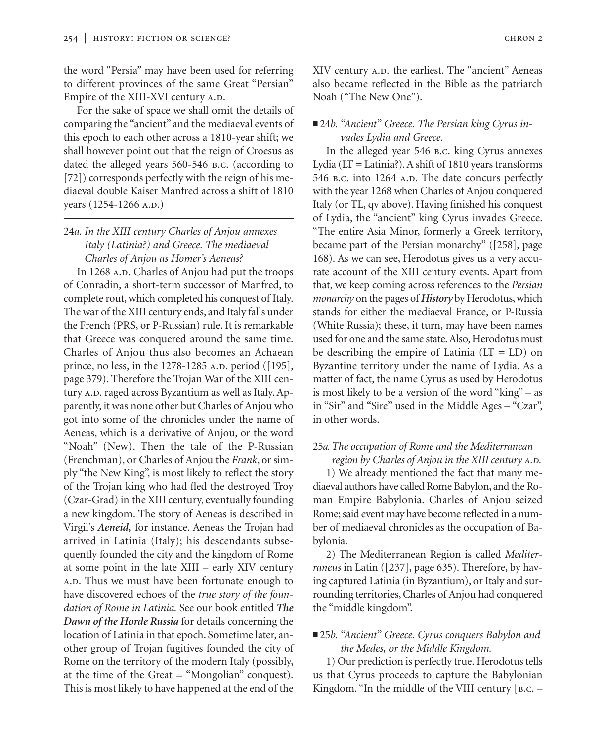the word "Persia" may have been used for referring to different provinces of the same Great "Persian" Empire of the XIII-XVI century A.D.

For the sake of space we shall omit the details of comparing the "ancient" and the mediaeval events of this epoch to each other across a 1810-year shift; we shall however point out that the reign of Croesus as dated the alleged years 560-546 B.C. (according to [72]) corresponds perfectly with the reign of his mediaeval double Kaiser Manfred across a shift of 1810 years (1254-1266 A.D.)

### 24*a. In the XIII century Charles of Anjou annexes Italy (Latinia?) and Greece. The mediaeval Charles of Anjou as Homer's Aeneas?*

In 1268 A.D. Charles of Anjou had put the troops of Conradin, a short-term successor of Manfred, to complete rout, which completed his conquest of Italy. The war of the XIII century ends, and Italy falls under the French (PRS, or P-Russian) rule. It is remarkable that Greece was conquered around the same time. Charles of Anjou thus also becomes an Achaean prince, no less, in the 1278-1285 A.D. period ([195], page 379). Therefore the Trojan War of the XIII century A.D. raged across Byzantium as well as Italy. Apparently, it was none other but Charles of Anjou who got into some of the chronicles under the name of Aeneas, which is a derivative of Anjou, or the word "Noah" (New). Then the tale of the P-Russian (Frenchman), or Charles of Anjou the *Frank*, or simply "the New King", is most likely to reflect the story of the Trojan king who had fled the destroyed Troy (Czar-Grad) in the XIII century, eventually founding a new kingdom. The story of Aeneas is described in Virgil's ***Aeneid,*** for instance. Aeneas the Trojan had arrived in Latinia (Italy); his descendants subsequently founded the city and the kingdom of Rome at some point in the late XIII – early XIV century A.D. Thus we must have been fortunate enough to have discovered echoes of the *true story of the foundation of Rome in Latinia.* See our book entitled ***The Dawn of the Horde Russia*** for details concerning the location of Latinia in that epoch. Sometime later, another group of Trojan fugitives founded the city of Rome on the territory of the modern Italy (possibly, at the time of the Great = "Mongolian" conquest). This is most likely to have happened at the end of the XIV century A.D. the earliest. The "ancient" Aeneas also became reflected in the Bible as the patriarch Noah ("The New One").

### ■ 24*b. "Ancient" Greece. The Persian king Cyrus invades Lydia and Greece.*

In the alleged year 546 B.C. king Cyrus annexes Lydia (LT = Latinia?). A shift of 1810 years transforms 546 B.C. into 1264 A.D. The date concurs perfectly with the year 1268 when Charles of Anjou conquered Italy (or TL, qv above). Having finished his conquest of Lydia, the "ancient" king Cyrus invades Greece. "The entire Asia Minor, formerly a Greek territory, became part of the Persian monarchy" ([258], page 168). As we can see, Herodotus gives us a very accurate account of the XIII century events. Apart from that, we keep coming across references to the *Persian monarchy* on the pages of ***History*** by Herodotus, which stands for either the mediaeval France, or P-Russia (White Russia); these, it turn, may have been names used for one and the same state. Also, Herodotus must be describing the empire of Latinia (LT = LD) on Byzantine territory under the name of Lydia. As a matter of fact, the name Cyrus as used by Herodotus is most likely to be a version of the word "king" – as in "Sir" and "Sire" used in the Middle Ages – "Czar", in other words.

### 25*a. The occupation of Rome and the Mediterranean region by Charles of Anjou in the XIII century A.D.*

1) We already mentioned the fact that many mediaeval authors have called Rome Babylon, and the Roman Empire Babylonia. Charles of Anjou seized Rome; said event may have become reflected in a number of mediaeval chronicles as the occupation of Babylonia.

2) The Mediterranean Region is called *Mediterraneus* in Latin ([237], page 635). Therefore, by having captured Latinia (in Byzantium), or Italy and surrounding territories, Charles of Anjou had conquered the "middle kingdom".

### ■ 25*b. "Ancient" Greece. Cyrus conquers Babylon and the Medes, or the Middle Kingdom.*

1) Our prediction is perfectly true. Herodotus tells us that Cyrus proceeds to capture the Babylonian Kingdom. "In the middle of the VIII century [B.C. –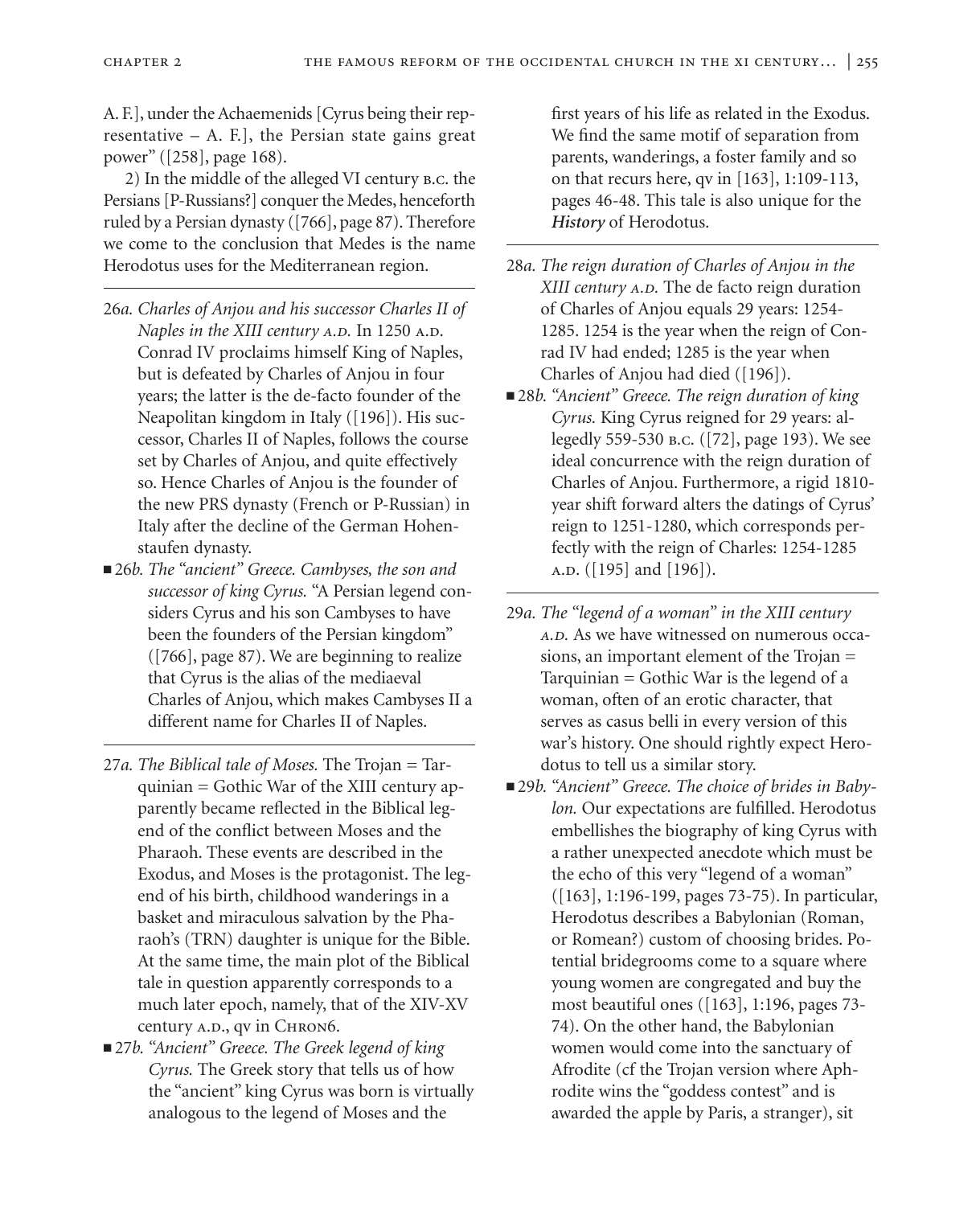A. F.], under the Achaemenids [Cyrus being their representative – A. F.], the Persian state gains great power" ([258], page 168).

2) In the middle of the alleged VI century B.C. the Persians [P-Russians?] conquer the Medes, henceforth ruled by a Persian dynasty ([766], page 87). Therefore we come to the conclusion that Medes is the name Herodotus uses for the Mediterranean region.

---

26*a*. *Charles of Anjou and his successor Charles II of Naples in the XIII century A.D.* In 1250 A.D. Conrad IV proclaims himself King of Naples, but is defeated by Charles of Anjou in four years; the latter is the de-facto founder of the Neapolitan kingdom in Italy ([196]). His successor, Charles II of Naples, follows the course set by Charles of Anjou, and quite effectively so. Hence Charles of Anjou is the founder of the new PRS dynasty (French or P-Russian) in Italy after the decline of the German Hohenstaufen dynasty.

■ 26*b*. *The "ancient" Greece. Cambyses, the son and successor of king Cyrus.* "A Persian legend considers Cyrus and his son Cambyses to have been the founders of the Persian kingdom" ([766], page 87). We are beginning to realize that Cyrus is the alias of the mediaeval Charles of Anjou, which makes Cambyses II a different name for Charles II of Naples.

---

27*a*. *The Biblical tale of Moses.* The Trojan = Tarquinian = Gothic War of the XIII century apparently became reflected in the Biblical legend of the conflict between Moses and the Pharaoh. These events are described in the Exodus, and Moses is the protagonist. The legend of his birth, childhood wanderings in a basket and miraculous salvation by the Pharaoh's (TRN) daughter is unique for the Bible. At the same time, the main plot of the Biblical tale in question apparently corresponds to a much later epoch, namely, that of the XIV-XV century A.D., qv in CHRON6.

■ 27*b*. *"Ancient" Greece. The Greek legend of king Cyrus.* The Greek story that tells us of how the "ancient" king Cyrus was born is virtually analogous to the legend of Moses and the first years of his life as related in the Exodus. We find the same motif of separation from parents, wanderings, a foster family and so on that recurs here, qv in [163], 1:109-113, pages 46-48. This tale is also unique for the ***History*** of Herodotus.

---

28*a*. *The reign duration of Charles of Anjou in the XIII century A.D.* The de facto reign duration of Charles of Anjou equals 29 years: 1254-1285. 1254 is the year when the reign of Conrad IV had ended; 1285 is the year when Charles of Anjou had died ([196]).

■ 28*b*. *"Ancient" Greece. The reign duration of king Cyrus.* King Cyrus reigned for 29 years: allegedly 559-530 B.C. ([72], page 193). We see ideal concurrence with the reign duration of Charles of Anjou. Furthermore, a rigid 1810-year shift forward alters the datings of Cyrus' reign to 1251-1280, which corresponds perfectly with the reign of Charles: 1254-1285 A.D. ([195] and [196]).

---

29*a*. *The "legend of a woman" in the XIII century A.D.* As we have witnessed on numerous occasions, an important element of the Trojan = Tarquinian = Gothic War is the legend of a woman, often of an erotic character, that serves as casus belli in every version of this war's history. One should rightly expect Herodotus to tell us a similar story.

■ 29*b*. *"Ancient" Greece. The choice of brides in Babylon.* Our expectations are fulfilled. Herodotus embellishes the biography of king Cyrus with a rather unexpected anecdote which must be the echo of this very "legend of a woman" ([163], 1:196-199, pages 73-75). In particular, Herodotus describes a Babylonian (Roman, or Romean?) custom of choosing brides. Potential bridegrooms come to a square where young women are congregated and buy the most beautiful ones ([163], 1:196, pages 73-74). On the other hand, the Babylonian women would come into the sanctuary of Afrodite (cf the Trojan version where Aphrodite wins the "goddess contest" and is awarded the apple by Paris, a stranger), sit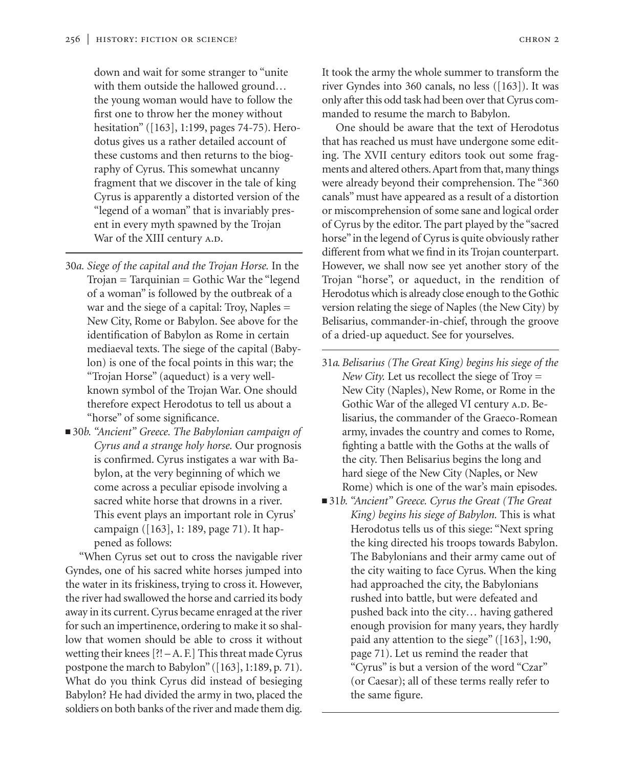down and wait for some stranger to "unite with them outside the hallowed ground… the young woman would have to follow the first one to throw her the money without hesitation" ([163], 1:199, pages 74-75). Herodotus gives us a rather detailed account of these customs and then returns to the biography of Cyrus. This somewhat uncanny fragment that we discover in the tale of king Cyrus is apparently a distorted version of the "legend of a woman" that is invariably present in every myth spawned by the Trojan War of the XIII century A.D.

---

30*a. Siege of the capital and the Trojan Horse.* In the Trojan = Tarquinian = Gothic War the "legend of a woman" is followed by the outbreak of a war and the siege of a capital: Troy, Naples = New City, Rome or Babylon. See above for the identification of Babylon as Rome in certain mediaeval texts. The siege of the capital (Babylon) is one of the focal points in this war; the "Trojan Horse" (aqueduct) is a very well-known symbol of the Trojan War. One should therefore expect Herodotus to tell us about a "horse" of some significance.

■ 30*b. "Ancient" Greece. The Babylonian campaign of Cyrus and a strange holy horse.* Our prognosis is confirmed. Cyrus instigates a war with Babylon, at the very beginning of which we come across a peculiar episode involving a sacred white horse that drowns in a river. This event plays an important role in Cyrus' campaign ([163], 1: 189, page 71). It happened as follows:

"When Cyrus set out to cross the navigable river Gyndes, one of his sacred white horses jumped into the water in its friskiness, trying to cross it. However, the river had swallowed the horse and carried its body away in its current. Cyrus became enraged at the river for such an impertinence, ordering to make it so shallow that women should be able to cross it without wetting their knees [?! – A. F.] This threat made Cyrus postpone the march to Babylon" ([163], 1:189, p. 71). What do you think Cyrus did instead of besieging Babylon? He had divided the army in two, placed the soldiers on both banks of the river and made them dig. It took the army the whole summer to transform the river Gyndes into 360 canals, no less ([163]). It was only after this odd task had been over that Cyrus commanded to resume the march to Babylon.

One should be aware that the text of Herodotus that has reached us must have undergone some editing. The XVII century editors took out some fragments and altered others. Apart from that, many things were already beyond their comprehension. The "360 canals" must have appeared as a result of a distortion or miscomprehension of some sane and logical order of Cyrus by the editor. The part played by the "sacred horse" in the legend of Cyrus is quite obviously rather different from what we find in its Trojan counterpart. However, we shall now see yet another story of the Trojan "horse", or aqueduct, in the rendition of Herodotus which is already close enough to the Gothic version relating the siege of Naples (the New City) by Belisarius, commander-in-chief, through the groove of a dried-up aqueduct. See for yourselves.

---

31*a. Belisarius (The Great King) begins his siege of the New City.* Let us recollect the siege of Troy = New City (Naples), New Rome, or Rome in the Gothic War of the alleged VI century A.D. Belisarius, the commander of the Graeco-Romean army, invades the country and comes to Rome, fighting a battle with the Goths at the walls of the city. Then Belisarius begins the long and hard siege of the New City (Naples, or New Rome) which is one of the war's main episodes.

■ 31*b. "Ancient" Greece. Cyrus the Great (The Great King) begins his siege of Babylon.* This is what Herodotus tells us of this siege: "Next spring the king directed his troops towards Babylon. The Babylonians and their army came out of the city waiting to face Cyrus. When the king had approached the city, the Babylonians rushed into battle, but were defeated and pushed back into the city… having gathered enough provision for many years, they hardly paid any attention to the siege" ([163], 1:90, page 71). Let us remind the reader that "Cyrus" is but a version of the word "Czar" (or Caesar); all of these terms really refer to the same figure.

---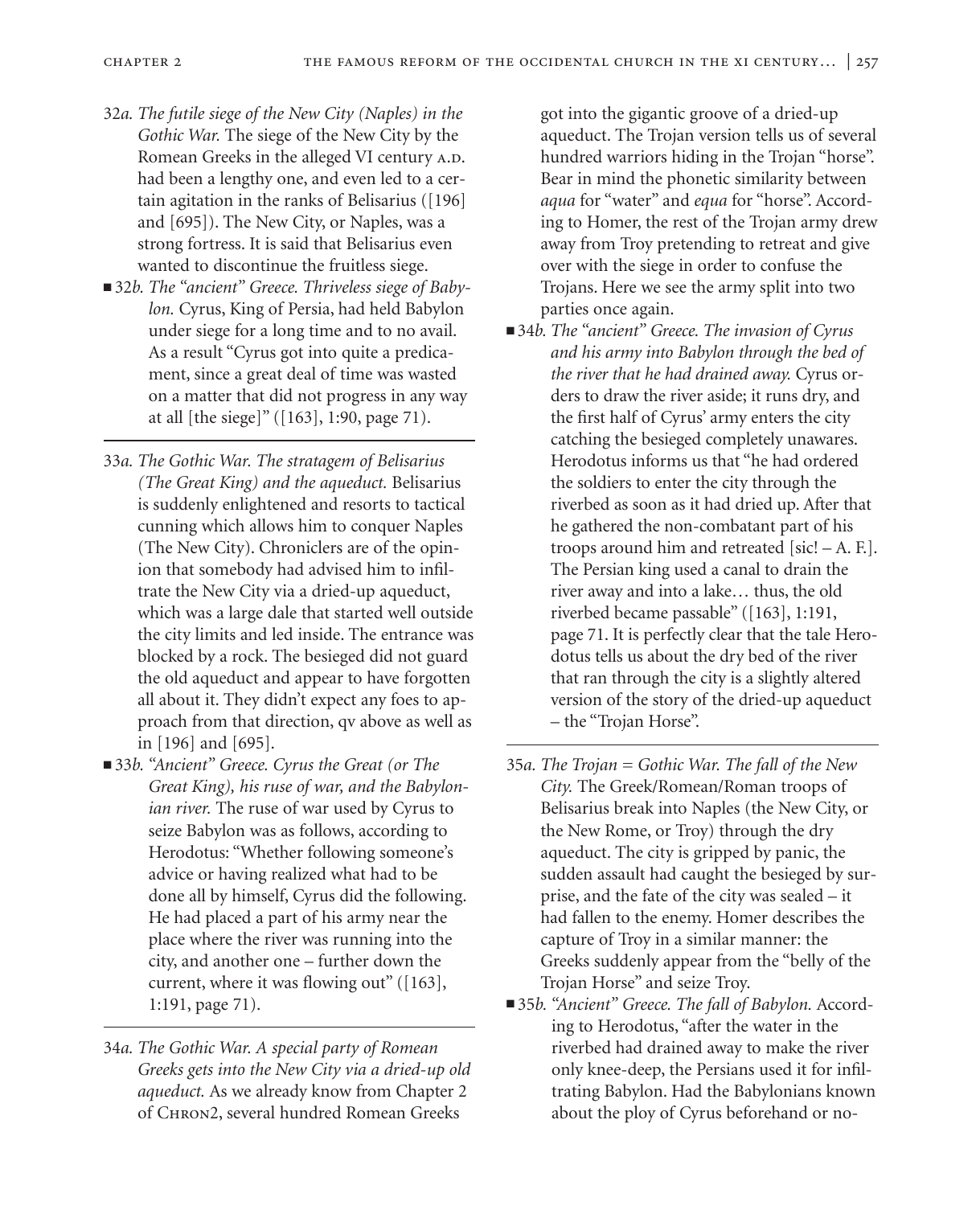32*a*. *The futile siege of the New City (Naples) in the Gothic War.* The siege of the New City by the Romean Greeks in the alleged VI century A.D. had been a lengthy one, and even led to a certain agitation in the ranks of Belisarius ([196] and [695]). The New City, or Naples, was a strong fortress. It is said that Belisarius even wanted to discontinue the fruitless siege.

■ 32*b*. *The "ancient" Greece. Thriveless siege of Babylon.* Cyrus, King of Persia, had held Babylon under siege for a long time and to no avail. As a result "Cyrus got into quite a predicament, since a great deal of time was wasted on a matter that did not progress in any way at all [the siege]" ([163], 1:90, page 71).

---

33*a*. *The Gothic War. The stratagem of Belisarius (The Great King) and the aqueduct.* Belisarius is suddenly enlightened and resorts to tactical cunning which allows him to conquer Naples (The New City). Chroniclers are of the opinion that somebody had advised him to infiltrate the New City via a dried-up aqueduct, which was a large dale that started well outside the city limits and led inside. The entrance was blocked by a rock. The besieged did not guard the old aqueduct and appear to have forgotten all about it. They didn't expect any foes to approach from that direction, qv above as well as in [196] and [695].

■ 33*b*. *"Ancient" Greece. Cyrus the Great (or The Great King), his ruse of war, and the Babylonian river.* The ruse of war used by Cyrus to seize Babylon was as follows, according to Herodotus: "Whether following someone's advice or having realized what had to be done all by himself, Cyrus did the following. He had placed a part of his army near the place where the river was running into the city, and another one – further down the current, where it was flowing out" ([163], 1:191, page 71).

---

34*a*. *The Gothic War. A special party of Romean Greeks gets into the New City via a dried-up old aqueduct.* As we already know from Chapter 2 of Chron2, several hundred Romean Greeks got into the gigantic groove of a dried-up aqueduct. The Trojan version tells us of several hundred warriors hiding in the Trojan "horse". Bear in mind the phonetic similarity between *aqua* for "water" and *equa* for "horse". According to Homer, the rest of the Trojan army drew away from Troy pretending to retreat and give over with the siege in order to confuse the Trojans. Here we see the army split into two parties once again.

■ 34*b*. *The "ancient" Greece. The invasion of Cyrus and his army into Babylon through the bed of the river that he had drained away.* Cyrus orders to draw the river aside; it runs dry, and the first half of Cyrus' army enters the city catching the besieged completely unawares. Herodotus informs us that "he had ordered the soldiers to enter the city through the riverbed as soon as it had dried up. After that he gathered the non-combatant part of his troops around him and retreated [sic! – A. F.]. The Persian king used a canal to drain the river away and into a lake… thus, the old riverbed became passable" ([163], 1:191, page 71. It is perfectly clear that the tale Herodotus tells us about the dry bed of the river that ran through the city is a slightly altered version of the story of the dried-up aqueduct – the "Trojan Horse".

---

35*a*. *The Trojan = Gothic War. The fall of the New City.* The Greek/Romean/Roman troops of Belisarius break into Naples (the New City, or the New Rome, or Troy) through the dry aqueduct. The city is gripped by panic, the sudden assault had caught the besieged by surprise, and the fate of the city was sealed – it had fallen to the enemy. Homer describes the capture of Troy in a similar manner: the Greeks suddenly appear from the "belly of the Trojan Horse" and seize Troy.

■ 35*b*. *"Ancient" Greece. The fall of Babylon.* According to Herodotus, "after the water in the riverbed had drained away to make the river only knee-deep, the Persians used it for infiltrating Babylon. Had the Babylonians known about the ploy of Cyrus beforehand or no-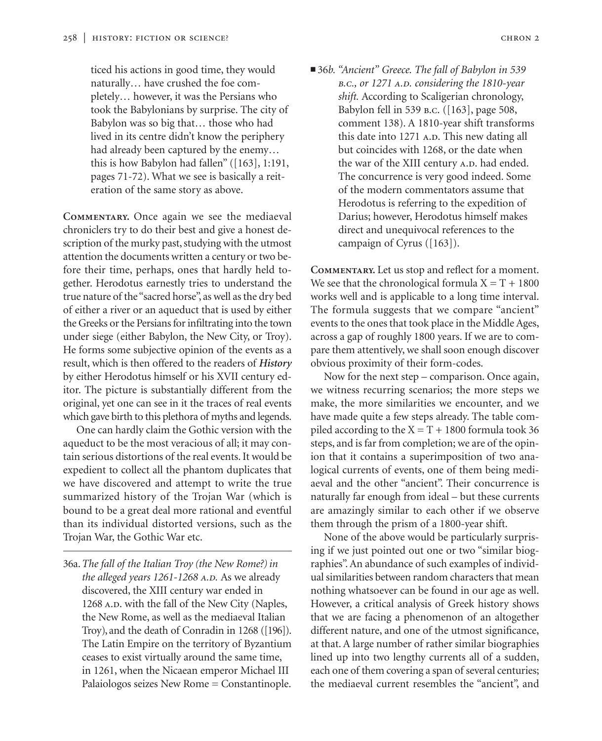ticed his actions in good time, they would naturally… have crushed the foe completely… however, it was the Persians who took the Babylonians by surprise. The city of Babylon was so big that… those who had lived in its centre didn't know the periphery had already been captured by the enemy… this is how Babylon had fallen" ([163], 1:191, pages 71-72). What we see is basically a reiteration of the same story as above.

**Commentary.** Once again we see the mediaeval chroniclers try to do their best and give a honest description of the murky past, studying with the utmost attention the documents written a century or two before their time, perhaps, ones that hardly held together. Herodotus earnestly tries to understand the true nature of the "sacred horse", as well as the dry bed of either a river or an aqueduct that is used by either the Greeks or the Persians for infiltrating into the town under siege (either Babylon, the New City, or Troy). He forms some subjective opinion of the events as a result, which is then offered to the readers of ***History*** by either Herodotus himself or his XVII century editor. The picture is substantially different from the original, yet one can see in it the traces of real events which gave birth to this plethora of myths and legends.

One can hardly claim the Gothic version with the aqueduct to be the most veracious of all; it may contain serious distortions of the real events. It would be expedient to collect all the phantom duplicates that we have discovered and attempt to write the true summarized history of the Trojan War (which is bound to be a great deal more rational and eventful than its individual distorted versions, such as the Trojan War, the Gothic War etc.

---

36a. *The fall of the Italian Troy (the New Rome?) in the alleged years 1261-1268 A.D.* As we already discovered, the XIII century war ended in 1268 A.D. with the fall of the New City (Naples, the New Rome, as well as the mediaeval Italian Troy), and the death of Conradin in 1268 ([196]). The Latin Empire on the territory of Byzantium ceases to exist virtually around the same time, in 1261, when the Nicaean emperor Michael III Palaiologos seizes New Rome = Constantinople.

■ 36*b. "Ancient" Greece. The fall of Babylon in 539 B.C., or 1271 A.D. considering the 1810-year shift.* According to Scaligerian chronology, Babylon fell in 539 B.C. ([163], page 508, comment 138). A 1810-year shift transforms this date into 1271 A.D. This new dating all but coincides with 1268, or the date when the war of the XIII century A.D. had ended. The concurrence is very good indeed. Some of the modern commentators assume that Herodotus is referring to the expedition of Darius; however, Herodotus himself makes direct and unequivocal references to the campaign of Cyrus ([163]).

**Commentary.** Let us stop and reflect for a moment. We see that the chronological formula $X = T + 1800$ works well and is applicable to a long time interval. The formula suggests that we compare "ancient" events to the ones that took place in the Middle Ages, across a gap of roughly 1800 years. If we are to compare them attentively, we shall soon enough discover obvious proximity of their form-codes.

Now for the next step – comparison. Once again, we witness recurring scenarios; the more steps we make, the more similarities we encounter, and we have made quite a few steps already. The table compiled according to the $X = T + 1800$ formula took 36 steps, and is far from completion; we are of the opinion that it contains a superimposition of two analogical currents of events, one of them being mediaeval and the other "ancient". Their concurrence is naturally far enough from ideal – but these currents are amazingly similar to each other if we observe them through the prism of a 1800-year shift.

None of the above would be particularly surprising if we just pointed out one or two "similar biographies". An abundance of such examples of individual similarities between random characters that mean nothing whatsoever can be found in our age as well. However, a critical analysis of Greek history shows that we are facing a phenomenon of an altogether different nature, and one of the utmost significance, at that. A large number of rather similar biographies lined up into two lengthy currents all of a sudden, each one of them covering a span of several centuries; the mediaeval current resembles the "ancient", and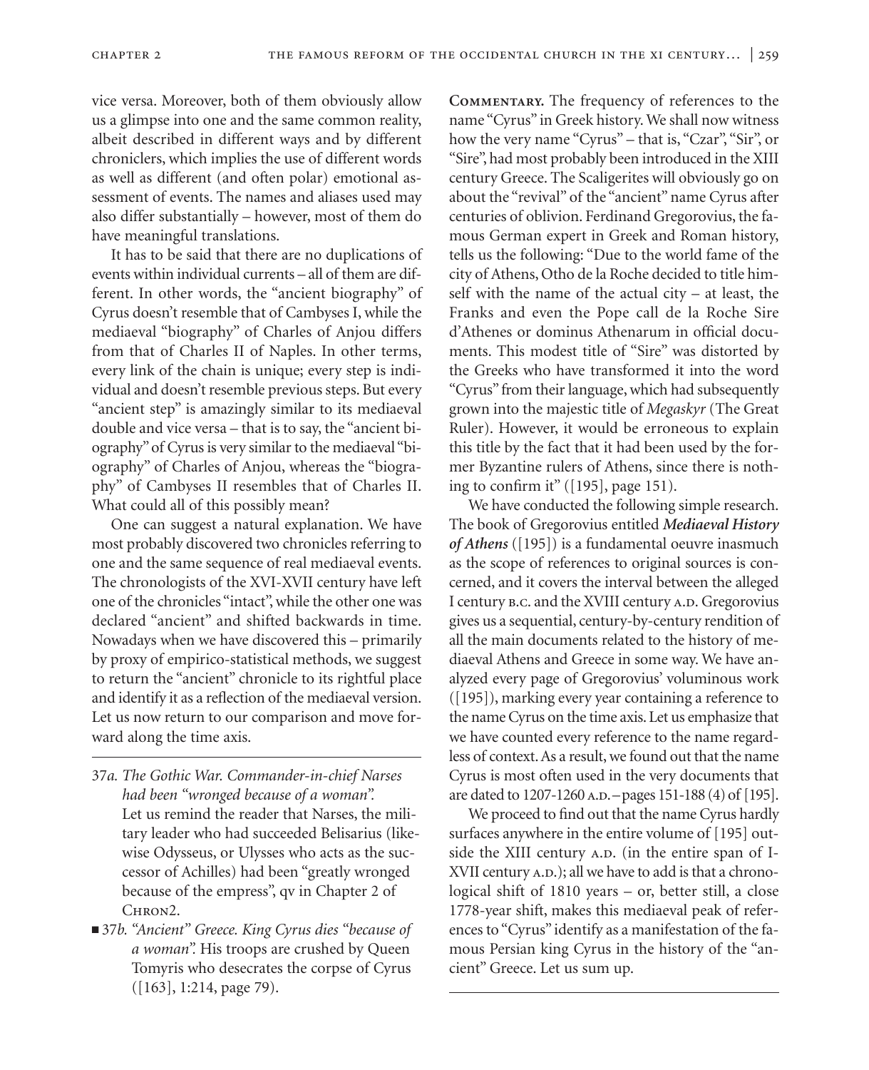vice versa. Moreover, both of them obviously allow us a glimpse into one and the same common reality, albeit described in different ways and by different chroniclers, which implies the use of different words as well as different (and often polar) emotional assessment of events. The names and aliases used may also differ substantially – however, most of them do have meaningful translations.

It has to be said that there are no duplications of events within individual currents – all of them are different. In other words, the "ancient biography" of Cyrus doesn't resemble that of Cambyses I, while the mediaeval "biography" of Charles of Anjou differs from that of Charles II of Naples. In other terms, every link of the chain is unique; every step is individual and doesn't resemble previous steps. But every "ancient step" is amazingly similar to its mediaeval double and vice versa – that is to say, the "ancient biography" of Cyrus is very similar to the mediaeval "biography" of Charles of Anjou, whereas the "biography" of Cambyses II resembles that of Charles II. What could all of this possibly mean?

One can suggest a natural explanation. We have most probably discovered two chronicles referring to one and the same sequence of real mediaeval events. The chronologists of the XVI-XVII century have left one of the chronicles "intact", while the other one was declared "ancient" and shifted backwards in time. Nowadays when we have discovered this – primarily by proxy of empirico-statistical methods, we suggest to return the "ancient" chronicle to its rightful place and identify it as a reflection of the mediaeval version. Let us now return to our comparison and move forward along the time axis.

---

37*a*. *The Gothic War. Commander-in-chief Narses had been "wronged because of a woman".*
Let us remind the reader that Narses, the military leader who had succeeded Belisarius (likewise Odysseus, or Ulysses who acts as the successor of Achilles) had been "greatly wronged because of the empress", qv in Chapter 2 of Chron2.

■ 37*b*. *"Ancient" Greece. King Cyrus dies "because of a woman".* His troops are crushed by Queen Tomyris who desecrates the corpse of Cyrus ([163], 1:214, page 79).

**Commentary.** The frequency of references to the name "Cyrus" in Greek history. We shall now witness how the very name "Cyrus" – that is, "Czar", "Sir", or "Sire", had most probably been introduced in the XIII century Greece. The Scaligerites will obviously go on about the "revival" of the "ancient" name Cyrus after centuries of oblivion. Ferdinand Gregorovius, the famous German expert in Greek and Roman history, tells us the following: "Due to the world fame of the city of Athens, Otho de la Roche decided to title himself with the name of the actual city – at least, the Franks and even the Pope call de la Roche Sire d'Athenes or dominus Athenarum in official documents. This modest title of "Sire" was distorted by the Greeks who have transformed it into the word "Cyrus" from their language, which had subsequently grown into the majestic title of *Megaskyr* (The Great Ruler). However, it would be erroneous to explain this title by the fact that it had been used by the former Byzantine rulers of Athens, since there is nothing to confirm it" ([195], page 151).

We have conducted the following simple research. The book of Gregorovius entitled ***Mediaeval History of Athens*** ([195]) is a fundamental oeuvre inasmuch as the scope of references to original sources is concerned, and it covers the interval between the alleged I century B.C. and the XVIII century A.D. Gregorovius gives us a sequential, century-by-century rendition of all the main documents related to the history of mediaeval Athens and Greece in some way. We have analyzed every page of Gregorovius' voluminous work ([195]), marking every year containing a reference to the name Cyrus on the time axis. Let us emphasize that we have counted every reference to the name regardless of context. As a result, we found out that the name Cyrus is most often used in the very documents that are dated to 1207-1260 A.D. – pages 151-188 (4) of [195].

We proceed to find out that the name Cyrus hardly surfaces anywhere in the entire volume of [195] outside the XIII century A.D. (in the entire span of I-XVII century A.D.); all we have to add is that a chronological shift of 1810 years – or, better still, a close 1778-year shift, makes this mediaeval peak of references to "Cyrus" identify as a manifestation of the famous Persian king Cyrus in the history of the "ancient" Greece. Let us sum up.

---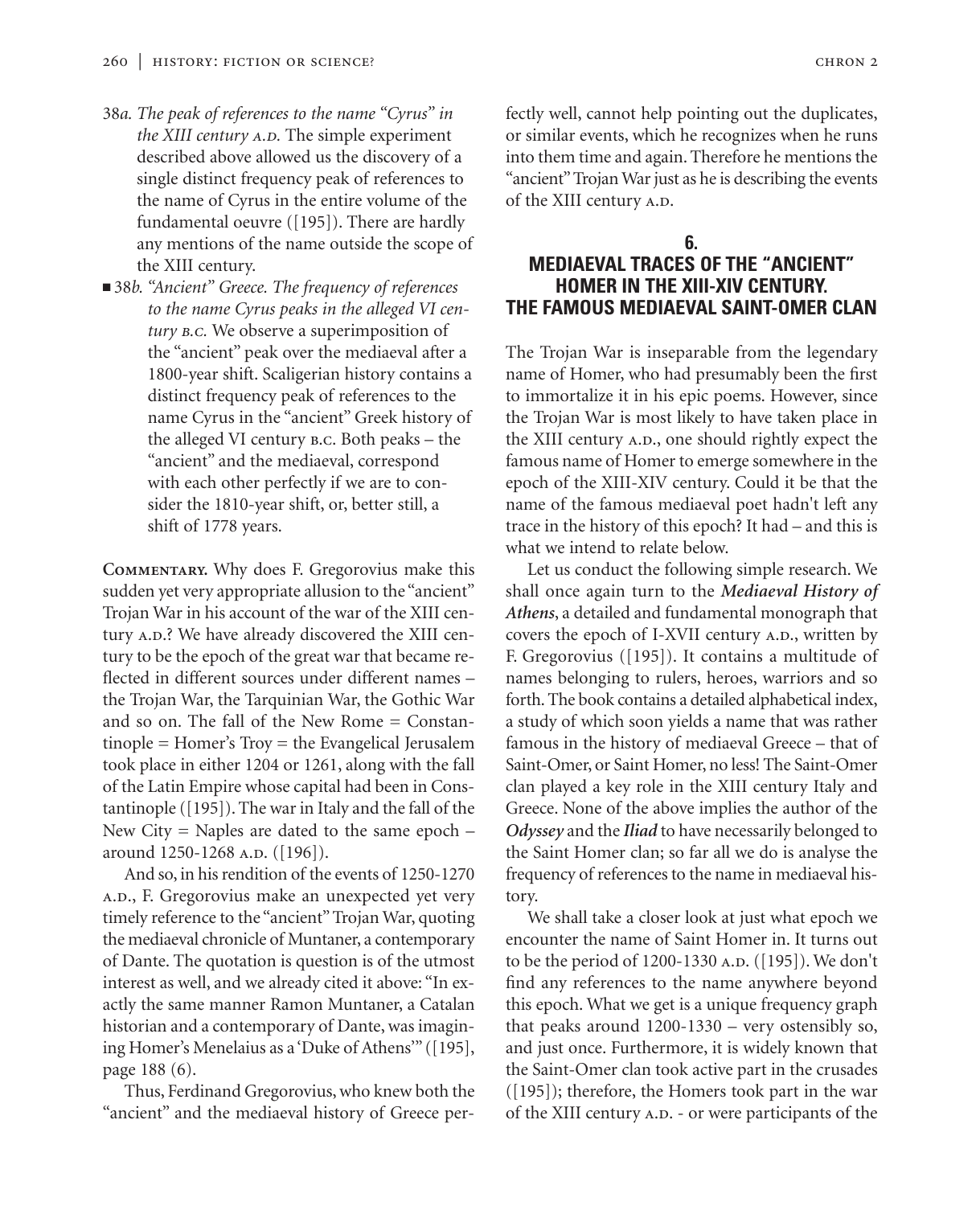- 38*a. The peak of references to the name "Cyrus" in the XIII century A.D.* The simple experiment described above allowed us the discovery of a single distinct frequency peak of references to the name of Cyrus in the entire volume of the fundamental oeuvre ([195]). There are hardly any mentions of the name outside the scope of the XIII century.
- ■ 38*b. "Ancient" Greece. The frequency of references to the name Cyrus peaks in the alleged VI century B.C.* We observe a superimposition of the "ancient" peak over the mediaeval after a 1800-year shift. Scaligerian history contains a distinct frequency peak of references to the name Cyrus in the "ancient" Greek history of the alleged VI century B.C. Both peaks – the "ancient" and the mediaeval, correspond with each other perfectly if we are to consider the 1810-year shift, or, better still, a shift of 1778 years.

**Commentary.** Why does F. Gregorovius make this sudden yet very appropriate allusion to the "ancient" Trojan War in his account of the war of the XIII century A.D.? We have already discovered the XIII century to be the epoch of the great war that became reflected in different sources under different names – the Trojan War, the Tarquinian War, the Gothic War and so on. The fall of the New Rome = Constantinople = Homer's Troy = the Evangelical Jerusalem took place in either 1204 or 1261, along with the fall of the Latin Empire whose capital had been in Constantinople ([195]). The war in Italy and the fall of the New City = Naples are dated to the same epoch – around 1250-1268 A.D. ([196]).

And so, in his rendition of the events of 1250-1270 A.D., F. Gregorovius make an unexpected yet very timely reference to the "ancient" Trojan War, quoting the mediaeval chronicle of Muntaner, a contemporary of Dante. The quotation is question is of the utmost interest as well, and we already cited it above: "In exactly the same manner Ramon Muntaner, a Catalan historian and a contemporary of Dante, was imagining Homer's Menelaius as a 'Duke of Athens'" ([195], page 188 (6).

Thus, Ferdinand Gregorovius, who knew both the "ancient" and the mediaeval history of Greece perfectly well, cannot help pointing out the duplicates, or similar events, which he recognizes when he runs into them time and again. Therefore he mentions the "ancient" Trojan War just as he is describing the events of the XIII century A.D.

## 6. MEDIAEVAL TRACES OF THE "ANCIENT" HOMER IN THE XIII-XIV CENTURY. THE FAMOUS MEDIAEVAL SAINT-OMER CLAN

The Trojan War is inseparable from the legendary name of Homer, who had presumably been the first to immortalize it in his epic poems. However, since the Trojan War is most likely to have taken place in the XIII century A.D., one should rightly expect the famous name of Homer to emerge somewhere in the epoch of the XIII-XIV century. Could it be that the name of the famous mediaeval poet hadn't left any trace in the history of this epoch? It had – and this is what we intend to relate below.

Let us conduct the following simple research. We shall once again turn to the ***Mediaeval History of Athens***, a detailed and fundamental monograph that covers the epoch of I-XVII century A.D., written by F. Gregorovius ([195]). It contains a multitude of names belonging to rulers, heroes, warriors and so forth. The book contains a detailed alphabetical index, a study of which soon yields a name that was rather famous in the history of mediaeval Greece – that of Saint-Omer, or Saint Homer, no less! The Saint-Omer clan played a key role in the XIII century Italy and Greece. None of the above implies the author of the ***Odyssey*** and the ***Iliad*** to have necessarily belonged to the Saint Homer clan; so far all we do is analyse the frequency of references to the name in mediaeval history.

We shall take a closer look at just what epoch we encounter the name of Saint Homer in. It turns out to be the period of 1200-1330 A.D. ([195]). We don't find any references to the name anywhere beyond this epoch. What we get is a unique frequency graph that peaks around 1200-1330 – very ostensibly so, and just once. Furthermore, it is widely known that the Saint-Omer clan took active part in the crusades ([195]); therefore, the Homers took part in the war of the XIII century A.D. - or were participants of the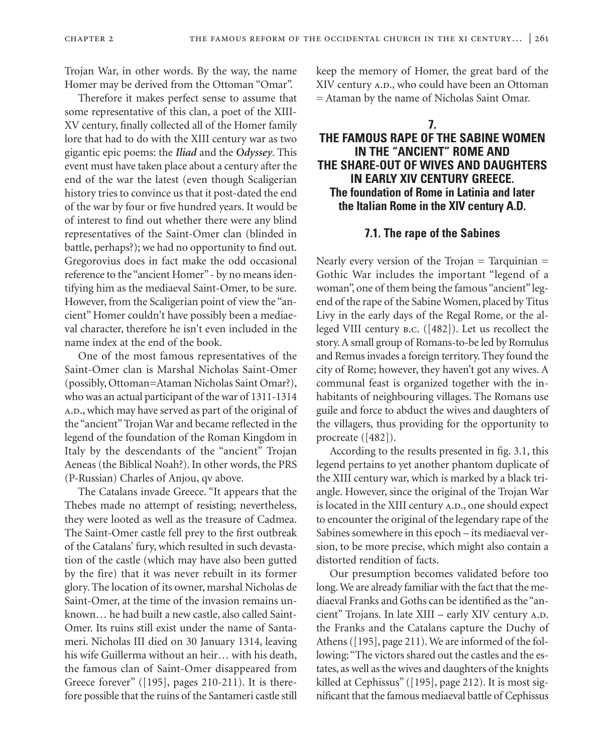Trojan War, in other words. By the way, the name Homer may be derived from the Ottoman "Omar".

Therefore it makes perfect sense to assume that some representative of this clan, a poet of the XIII-XV century, finally collected all of the Homer family lore that had to do with the XIII century war as two gigantic epic poems: the ***Iliad*** and the ***Odyssey***. This event must have taken place about a century after the end of the war the latest (even though Scaligerian history tries to convince us that it post-dated the end of the war by four or five hundred years. It would be of interest to find out whether there were any blind representatives of the Saint-Omer clan (blinded in battle, perhaps?); we had no opportunity to find out. Gregorovius does in fact make the odd occasional reference to the "ancient Homer" - by no means identifying him as the mediaeval Saint-Omer, to be sure. However, from the Scaligerian point of view the "ancient" Homer couldn't have possibly been a mediaeval character, therefore he isn't even included in the name index at the end of the book.

One of the most famous representatives of the Saint-Omer clan is Marshal Nicholas Saint-Omer (possibly, Ottoman=Ataman Nicholas Saint Omar?), who was an actual participant of the war of 1311-1314 A.D., which may have served as part of the original of the "ancient" Trojan War and became reflected in the legend of the foundation of the Roman Kingdom in Italy by the descendants of the "ancient" Trojan Aeneas (the Biblical Noah?). In other words, the PRS (P-Russian) Charles of Anjou, qv above.

The Catalans invade Greece. "It appears that the Thebes made no attempt of resisting; nevertheless, they were looted as well as the treasure of Cadmea. The Saint-Omer castle fell prey to the first outbreak of the Catalans' fury, which resulted in such devastation of the castle (which may have also been gutted by the fire) that it was never rebuilt in its former glory. The location of its owner, marshal Nicholas de Saint-Omer, at the time of the invasion remains unknown… he had built a new castle, also called Saint-Omer. Its ruins still exist under the name of Santameri. Nicholas III died on 30 January 1314, leaving his wife Guillerma without an heir… with his death, the famous clan of Saint-Omer disappeared from Greece forever" ([195], pages 210-211). It is therefore possible that the ruins of the Santameri castle still keep the memory of Homer, the great bard of the XIV century A.D., who could have been an Ottoman = Ataman by the name of Nicholas Saint Omar.

## 7. THE FAMOUS RAPE OF THE SABINE WOMEN IN THE "ANCIENT" ROME AND THE SHARE-OUT OF WIVES AND DAUGHTERS IN EARLY XIV CENTURY GREECE. The foundation of Rome in Latinia and later the Italian Rome in the XIV century A.D.

### 7.1. The rape of the Sabines

Nearly every version of the Trojan = Tarquinian = Gothic War includes the important "legend of a woman", one of them being the famous "ancient" legend of the rape of the Sabine Women, placed by Titus Livy in the early days of the Regal Rome, or the alleged VIII century B.C. ([482]). Let us recollect the story. A small group of Romans-to-be led by Romulus and Remus invades a foreign territory. They found the city of Rome; however, they haven't got any wives. A communal feast is organized together with the inhabitants of neighbouring villages. The Romans use guile and force to abduct the wives and daughters of the villagers, thus providing for the opportunity to procreate ([482]).

According to the results presented in fig. 3.1, this legend pertains to yet another phantom duplicate of the XIII century war, which is marked by a black triangle. However, since the original of the Trojan War is located in the XIII century A.D., one should expect to encounter the original of the legendary rape of the Sabines somewhere in this epoch – its mediaeval version, to be more precise, which might also contain a distorted rendition of facts.

Our presumption becomes validated before too long. We are already familiar with the fact that the mediaeval Franks and Goths can be identified as the "ancient" Trojans. In late XIII – early XIV century A.D. the Franks and the Catalans capture the Duchy of Athens ([195], page 211). We are informed of the following: "The victors shared out the castles and the estates, as well as the wives and daughters of the knights killed at Cephissus" ([195], page 212). It is most significant that the famous mediaeval battle of Cephissus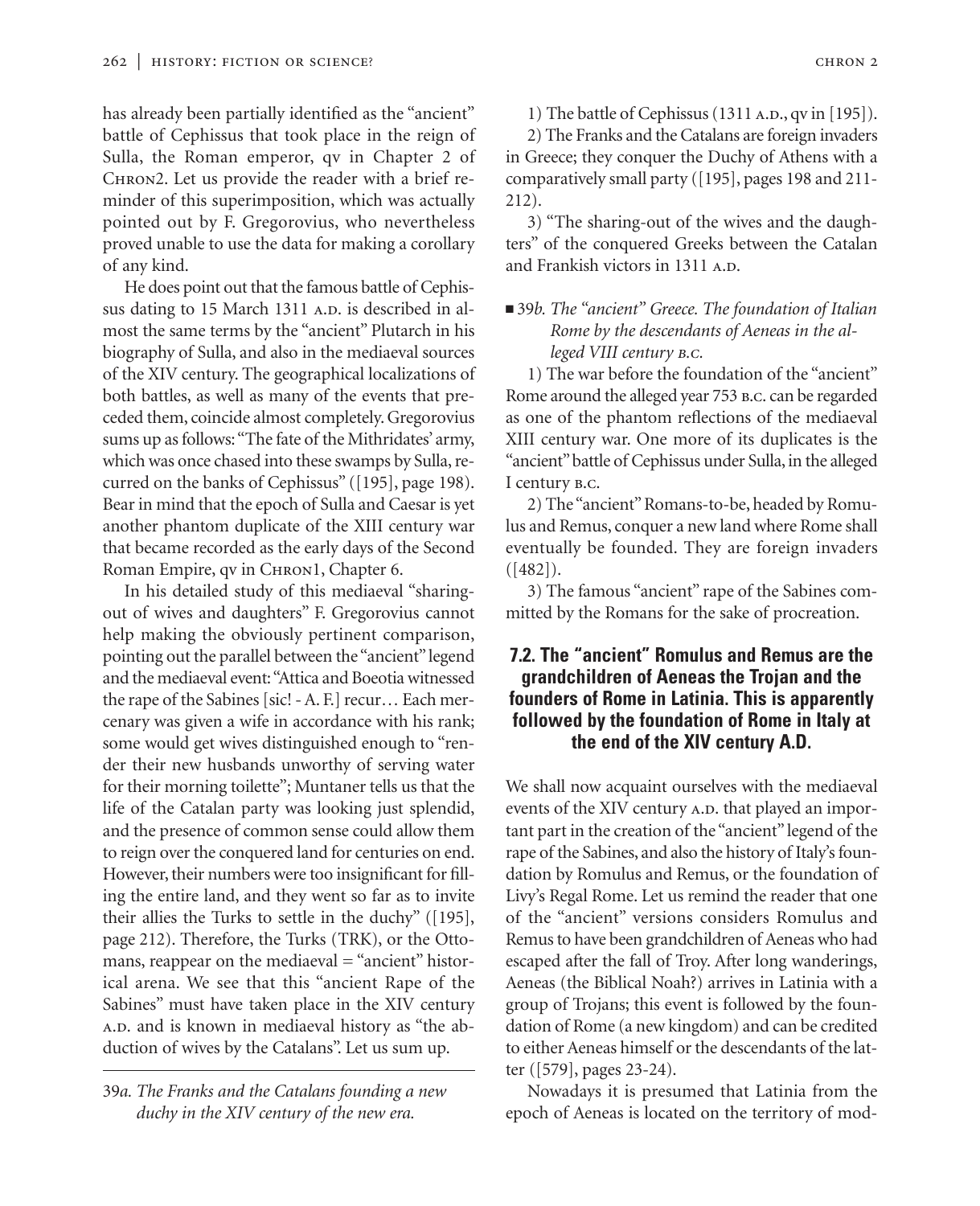has already been partially identified as the "ancient" battle of Cephissus that took place in the reign of Sulla, the Roman emperor, qv in Chapter 2 of CHRON2. Let us provide the reader with a brief reminder of this superimposition, which was actually pointed out by F. Gregorovius, who nevertheless proved unable to use the data for making a corollary of any kind.

He does point out that the famous battle of Cephissus dating to 15 March 1311 A.D. is described in almost the same terms by the "ancient" Plutarch in his biography of Sulla, and also in the mediaeval sources of the XIV century. The geographical localizations of both battles, as well as many of the events that preceded them, coincide almost completely. Gregorovius sums up as follows: "The fate of the Mithridates' army, which was once chased into these swamps by Sulla, recurred on the banks of Cephissus" ([195], page 198). Bear in mind that the epoch of Sulla and Caesar is yet another phantom duplicate of the XIII century war that became recorded as the early days of the Second Roman Empire, qv in CHRON1, Chapter 6.

In his detailed study of this mediaeval "sharing-out of wives and daughters" F. Gregorovius cannot help making the obviously pertinent comparison, pointing out the parallel between the "ancient" legend and the mediaeval event: "Attica and Boeotia witnessed the rape of the Sabines [sic! - A. F.] recur… Each mercenary was given a wife in accordance with his rank; some would get wives distinguished enough to "render their new husbands unworthy of serving water for their morning toilette"; Muntaner tells us that the life of the Catalan party was looking just splendid, and the presence of common sense could allow them to reign over the conquered land for centuries on end. However, their numbers were too insignificant for filling the entire land, and they went so far as to invite their allies the Turks to settle in the duchy" ([195], page 212). Therefore, the Turks (TRK), or the Ottomans, reappear on the mediaeval = "ancient" historical arena. We see that this "ancient Rape of the Sabines" must have taken place in the XIV century A.D. and is known in mediaeval history as "the abduction of wives by the Catalans". Let us sum up.

---

39*a. The Franks and the Catalans founding a new duchy in the XIV century of the new era.*

1) The battle of Cephissus (1311 A.D., qv in [195]).

2) The Franks and the Catalans are foreign invaders in Greece; they conquer the Duchy of Athens with a comparatively small party ([195], pages 198 and 211-212).

3) "The sharing-out of the wives and the daughters" of the conquered Greeks between the Catalan and Frankish victors in 1311 A.D.

■ 39*b. The "ancient" Greece. The foundation of Italian Rome by the descendants of Aeneas in the alleged VIII century B.C.*

1) The war before the foundation of the "ancient" Rome around the alleged year 753 B.C. can be regarded as one of the phantom reflections of the mediaeval XIII century war. One more of its duplicates is the "ancient" battle of Cephissus under Sulla, in the alleged I century B.C.

2) The "ancient" Romans-to-be, headed by Romulus and Remus, conquer a new land where Rome shall eventually be founded. They are foreign invaders ([482]).

3) The famous "ancient" rape of the Sabines committed by the Romans for the sake of procreation.

## 7.2. The "ancient" Romulus and Remus are the grandchildren of Aeneas the Trojan and the founders of Rome in Latinia. This is apparently followed by the foundation of Rome in Italy at the end of the XIV century A.D.

We shall now acquaint ourselves with the mediaeval events of the XIV century A.D. that played an important part in the creation of the "ancient" legend of the rape of the Sabines, and also the history of Italy's foundation by Romulus and Remus, or the foundation of Livy's Regal Rome. Let us remind the reader that one of the "ancient" versions considers Romulus and Remus to have been grandchildren of Aeneas who had escaped after the fall of Troy. After long wanderings, Aeneas (the Biblical Noah?) arrives in Latinia with a group of Trojans; this event is followed by the foundation of Rome (a new kingdom) and can be credited to either Aeneas himself or the descendants of the latter ([579], pages 23-24).

Nowadays it is presumed that Latinia from the epoch of Aeneas is located on the territory of mod-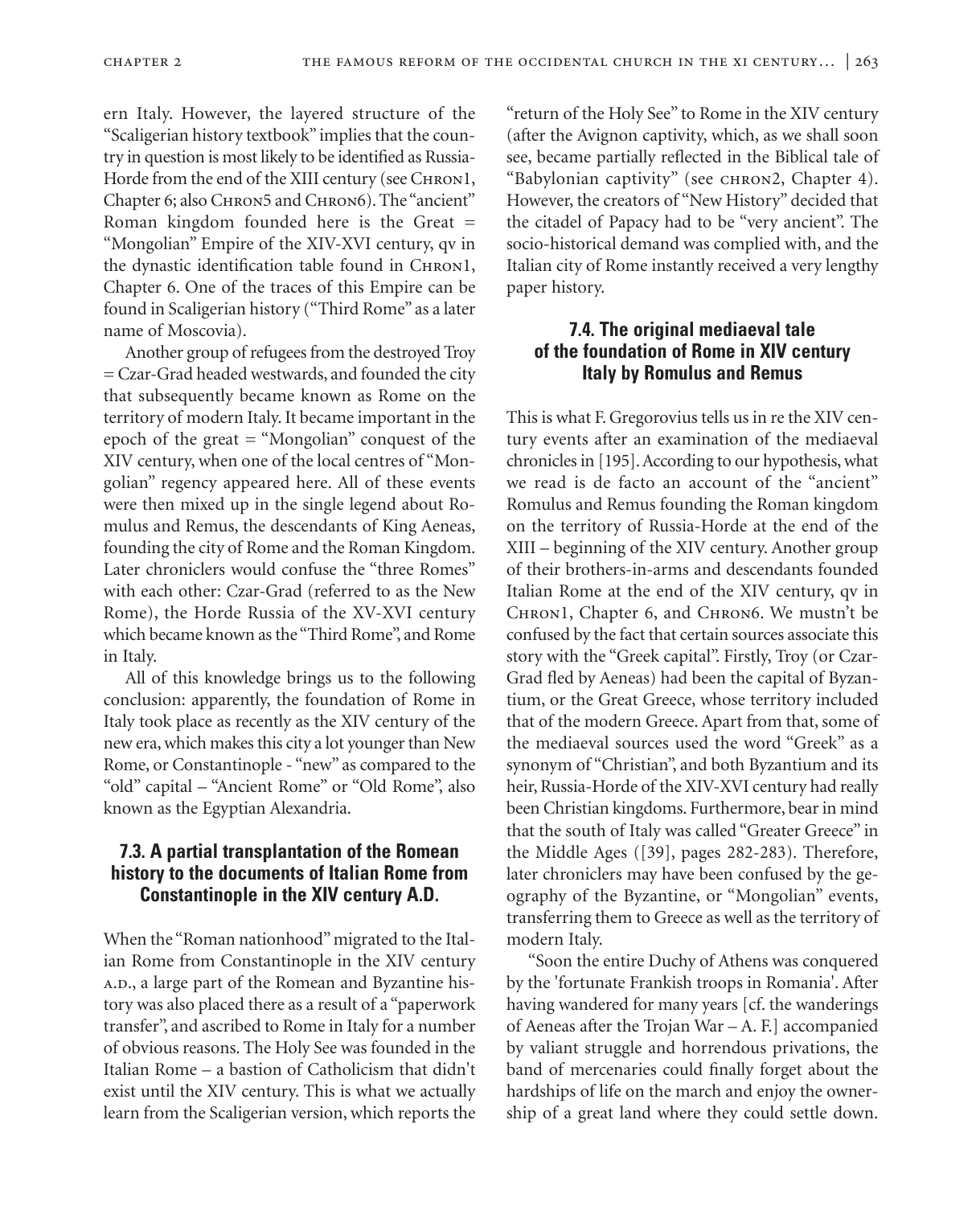ern Italy. However, the layered structure of the "Scaligerian history textbook" implies that the country in question is most likely to be identified as Russia-Horde from the end of the XIII century (see Chron1, Chapter 6; also Chron5 and Chron6). The "ancient" Roman kingdom founded here is the Great = "Mongolian" Empire of the XIV-XVI century, qv in the dynastic identification table found in Chron1, Chapter 6. One of the traces of this Empire can be found in Scaligerian history ("Third Rome" as a later name of Moscovia).

Another group of refugees from the destroyed Troy = Czar-Grad headed westwards, and founded the city that subsequently became known as Rome on the territory of modern Italy. It became important in the epoch of the great = "Mongolian" conquest of the XIV century, when one of the local centres of "Mongolian" regency appeared here. All of these events were then mixed up in the single legend about Romulus and Remus, the descendants of King Aeneas, founding the city of Rome and the Roman Kingdom. Later chroniclers would confuse the "three Romes" with each other: Czar-Grad (referred to as the New Rome), the Horde Russia of the XV-XVI century which became known as the "Third Rome", and Rome in Italy.

All of this knowledge brings us to the following conclusion: apparently, the foundation of Rome in Italy took place as recently as the XIV century of the new era, which makes this city a lot younger than New Rome, or Constantinople - "new" as compared to the "old" capital – "Ancient Rome" or "Old Rome", also known as the Egyptian Alexandria.

### 7.3. A partial transplantation of the Romean history to the documents of Italian Rome from Constantinople in the XIV century A.D.

When the "Roman nationhood" migrated to the Italian Rome from Constantinople in the XIV century A.D., a large part of the Romean and Byzantine history was also placed there as a result of a "paperwork transfer", and ascribed to Rome in Italy for a number of obvious reasons. The Holy See was founded in the Italian Rome – a bastion of Catholicism that didn't exist until the XIV century. This is what we actually learn from the Scaligerian version, which reports the "return of the Holy See" to Rome in the XIV century (after the Avignon captivity, which, as we shall soon see, became partially reflected in the Biblical tale of "Babylonian captivity" (see chron2, Chapter 4). However, the creators of "New History" decided that the citadel of Papacy had to be "very ancient". The socio-historical demand was complied with, and the Italian city of Rome instantly received a very lengthy paper history.

### 7.4. The original mediaeval tale of the foundation of Rome in XIV century Italy by Romulus and Remus

This is what F. Gregorovius tells us in re the XIV century events after an examination of the mediaeval chronicles in [195]. According to our hypothesis, what we read is de facto an account of the "ancient" Romulus and Remus founding the Roman kingdom on the territory of Russia-Horde at the end of the XIII – beginning of the XIV century. Another group of their brothers-in-arms and descendants founded Italian Rome at the end of the XIV century, qv in Chron1, Chapter 6, and Chron6. We mustn't be confused by the fact that certain sources associate this story with the "Greek capital". Firstly, Troy (or Czar-Grad fled by Aeneas) had been the capital of Byzantium, or the Great Greece, whose territory included that of the modern Greece. Apart from that, some of the mediaeval sources used the word "Greek" as a synonym of "Christian", and both Byzantium and its heir, Russia-Horde of the XIV-XVI century had really been Christian kingdoms. Furthermore, bear in mind that the south of Italy was called "Greater Greece" in the Middle Ages ([39], pages 282-283). Therefore, later chroniclers may have been confused by the geography of the Byzantine, or "Mongolian" events, transferring them to Greece as well as the territory of modern Italy.

"Soon the entire Duchy of Athens was conquered by the 'fortunate Frankish troops in Romania'. After having wandered for many years [cf. the wanderings of Aeneas after the Trojan War – A. F.] accompanied by valiant struggle and horrendous privations, the band of mercenaries could finally forget about the hardships of life on the march and enjoy the ownership of a great land where they could settle down.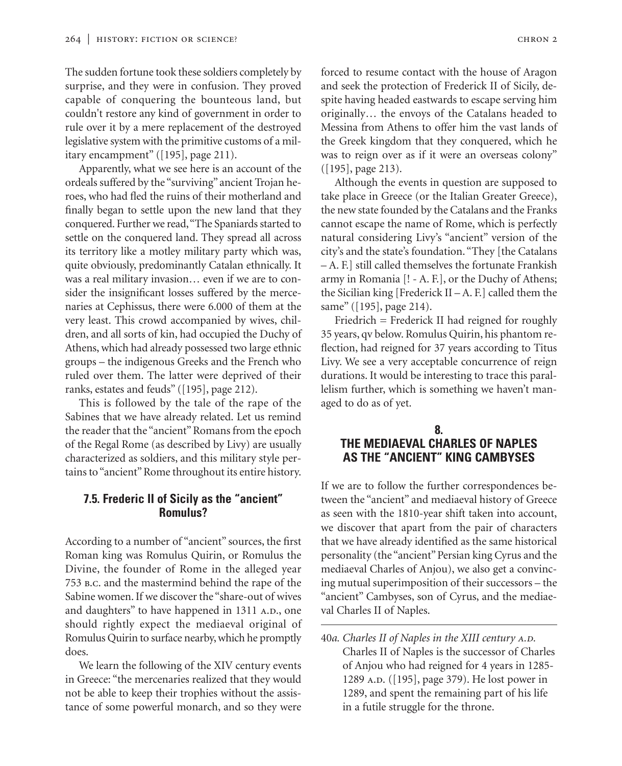The sudden fortune took these soldiers completely by surprise, and they were in confusion. They proved capable of conquering the bounteous land, but couldn't restore any kind of government in order to rule over it by a mere replacement of the destroyed legislative system with the primitive customs of a military encampment" ([195], page 211).

Apparently, what we see here is an account of the ordeals suffered by the "surviving" ancient Trojan heroes, who had fled the ruins of their motherland and finally began to settle upon the new land that they conquered. Further we read, "The Spaniards started to settle on the conquered land. They spread all across its territory like a motley military party which was, quite obviously, predominantly Catalan ethnically. It was a real military invasion… even if we are to consider the insignificant losses suffered by the mercenaries at Cephissus, there were 6.000 of them at the very least. This crowd accompanied by wives, children, and all sorts of kin, had occupied the Duchy of Athens, which had already possessed two large ethnic groups – the indigenous Greeks and the French who ruled over them. The latter were deprived of their ranks, estates and feuds" ([195], page 212).

This is followed by the tale of the rape of the Sabines that we have already related. Let us remind the reader that the "ancient" Romans from the epoch of the Regal Rome (as described by Livy) are usually characterized as soldiers, and this military style pertains to "ancient" Rome throughout its entire history.

### 7.5. Frederic II of Sicily as the "ancient" Romulus?

According to a number of "ancient" sources, the first Roman king was Romulus Quirin, or Romulus the Divine, the founder of Rome in the alleged year 753 B.C. and the mastermind behind the rape of the Sabine women. If we discover the "share-out of wives and daughters" to have happened in 1311 A.D., one should rightly expect the mediaeval original of Romulus Quirin to surface nearby, which he promptly does.

We learn the following of the XIV century events in Greece: "the mercenaries realized that they would not be able to keep their trophies without the assistance of some powerful monarch, and so they were forced to resume contact with the house of Aragon and seek the protection of Frederick II of Sicily, despite having headed eastwards to escape serving him originally… the envoys of the Catalans headed to Messina from Athens to offer him the vast lands of the Greek kingdom that they conquered, which he was to reign over as if it were an overseas colony" ([195], page 213).

Although the events in question are supposed to take place in Greece (or the Italian Greater Greece), the new state founded by the Catalans and the Franks cannot escape the name of Rome, which is perfectly natural considering Livy's "ancient" version of the city's and the state's foundation. "They [the Catalans – A. F.] still called themselves the fortunate Frankish army in Romania [! - A. F.], or the Duchy of Athens; the Sicilian king [Frederick II – A. F.] called them the same" ([195], page 214).

Friedrich = Frederick II had reigned for roughly 35 years, qv below. Romulus Quirin, his phantom reflection, had reigned for 37 years according to Titus Livy. We see a very acceptable concurrence of reign durations. It would be interesting to trace this parallelism further, which is something we haven't managed to do as of yet.

## 8. THE MEDIAEVAL CHARLES OF NAPLES AS THE "ANCIENT" KING CAMBYSES

If we are to follow the further correspondences between the "ancient" and mediaeval history of Greece as seen with the 1810-year shift taken into account, we discover that apart from the pair of characters that we have already identified as the same historical personality (the "ancient" Persian king Cyrus and the mediaeval Charles of Anjou), we also get a convincing mutual superimposition of their successors – the "ancient" Cambyses, son of Cyrus, and the mediaeval Charles II of Naples.

---

40*a. Charles II of Naples in the XIII century A.D.* Charles II of Naples is the successor of Charles of Anjou who had reigned for 4 years in 1285-1289 A.D. ([195], page 379). He lost power in 1289, and spent the remaining part of his life in a futile struggle for the throne.